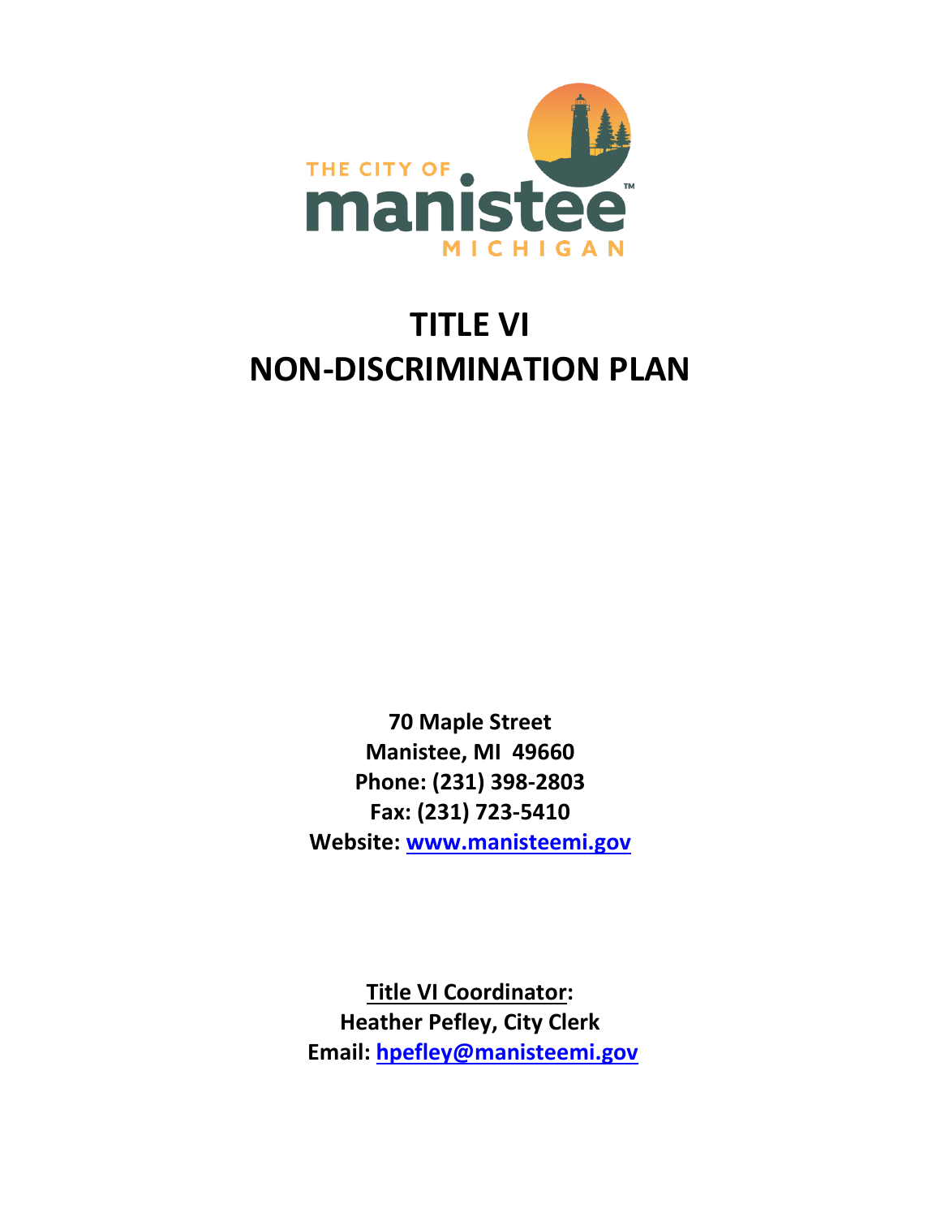THE CITY OF manistee MICHIGAN

# TITLE VI
# NON-DISCRIMINATION PLAN

**70 Maple Street**
**Manistee, MI 49660**
**Phone: (231) 398-2803**
**Fax: (231) 723-5410**
**Website: www.manisteemi.gov**

**Title VI Coordinator:**
**Heather Pefley, City Clerk**
**Email: hpefley@manisteemi.gov**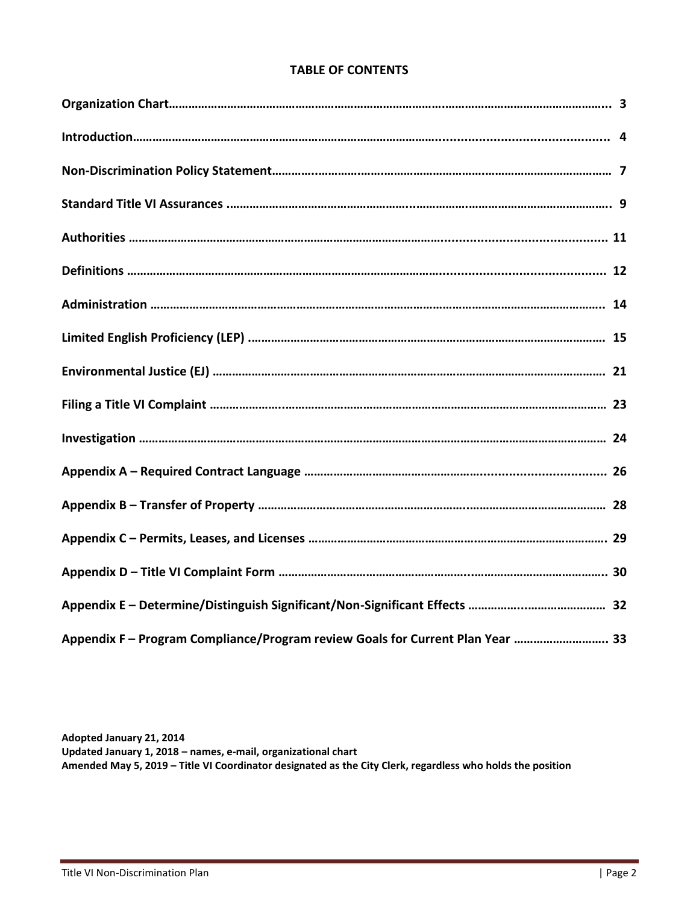**TABLE OF CONTENTS**

| | |
|---|---|
| **Organization Chart** | **3** |
| **Introduction** | **4** |
| **Non-Discrimination Policy Statement** | **7** |
| **Standard Title VI Assurances** | **9** |
| **Authorities** | **11** |
| **Definitions** | **12** |
| **Administration** | **14** |
| **Limited English Proficiency (LEP)** | **15** |
| **Environmental Justice (EJ)** | **21** |
| **Filing a Title VI Complaint** | **23** |
| **Investigation** | **24** |
| **Appendix A – Required Contract Language** | **26** |
| **Appendix B – Transfer of Property** | **28** |
| **Appendix C – Permits, Leases, and Licenses** | **29** |
| **Appendix D – Title VI Complaint Form** | **30** |
| **Appendix E – Determine/Distinguish Significant/Non-Significant Effects** | **32** |
| **Appendix F – Program Compliance/Program review Goals for Current Plan Year** | **33** |

**Adopted January 21, 2014**
**Updated January 1, 2018 – names, e-mail, organizational chart**
**Amended May 5, 2019 – Title VI Coordinator designated as the City Clerk, regardless who holds the position**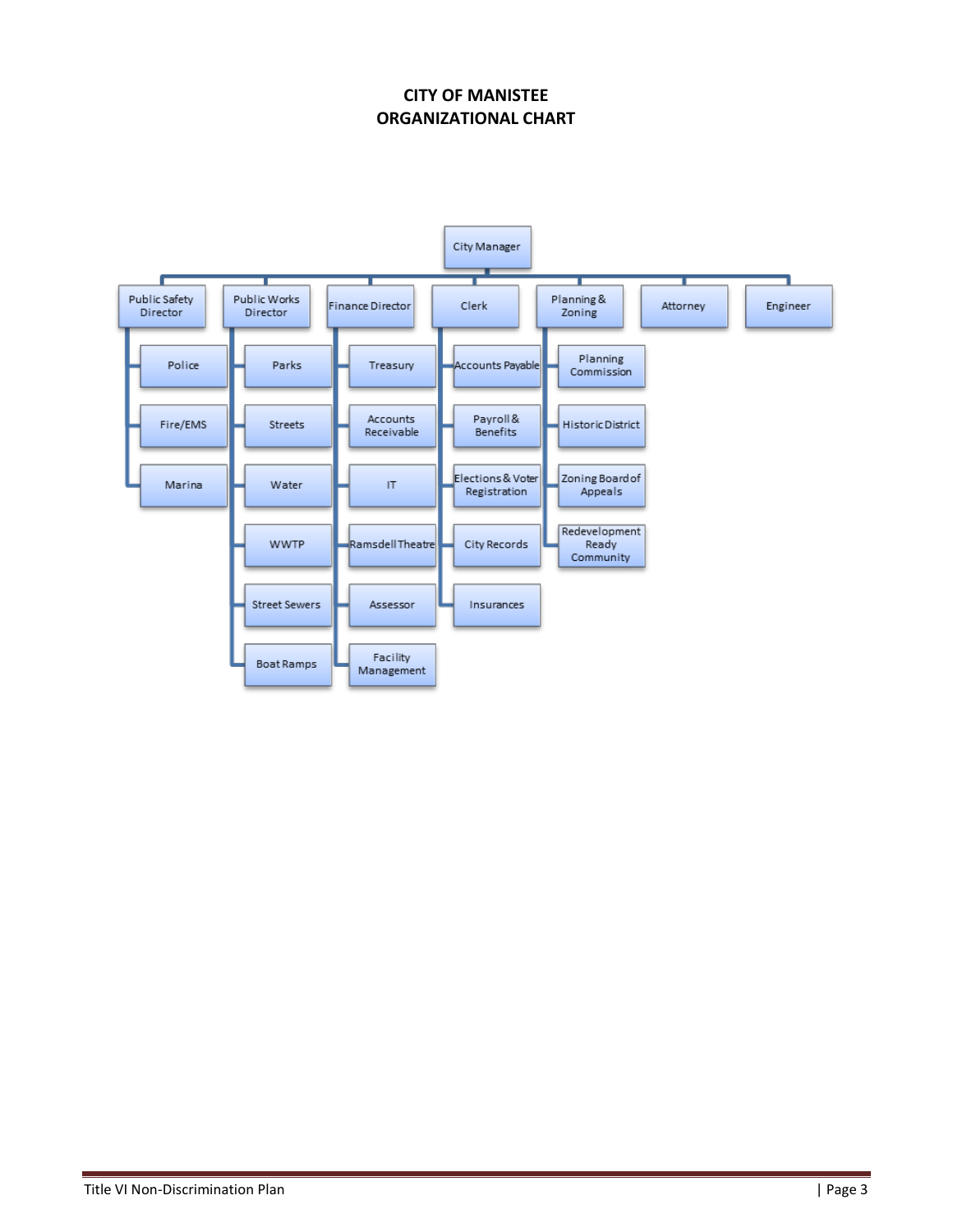# CITY OF MANISTEE
# ORGANIZATIONAL CHART

- City Manager
  - Public Safety Director
    - Police
    - Fire/EMS
    - Marina
  - Public Works Director
    - Parks
    - Streets
    - Water
    - WWTP
    - Street Sewers
    - Boat Ramps
  - Finance Director
    - Treasury
    - Accounts Receivable
    - IT
    - Ramsdell Theatre
    - Assessor
    - Facility Management
  - Clerk
    - Accounts Payable
    - Payroll & Benefits
    - Elections & Voter Registration
    - City Records
    - Insurances
  - Planning & Zoning
    - Planning Commission
    - Historic District
    - Zoning Board of Appeals
    - Redevelopment Ready Community
  - Attorney
  - Engineer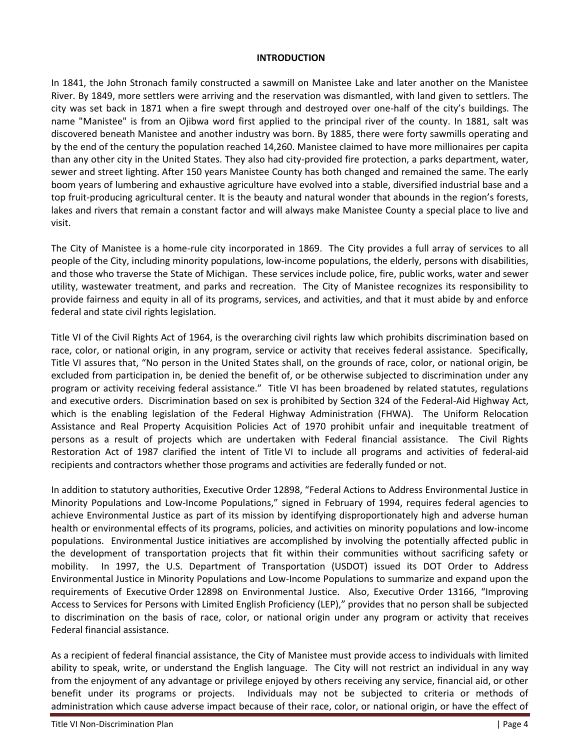## INTRODUCTION

In 1841, the John Stronach family constructed a sawmill on Manistee Lake and later another on the Manistee River. By 1849, more settlers were arriving and the reservation was dismantled, with land given to settlers. The city was set back in 1871 when a fire swept through and destroyed over one-half of the city's buildings. The name "Manistee" is from an Ojibwa word first applied to the principal river of the county. In 1881, salt was discovered beneath Manistee and another industry was born. By 1885, there were forty sawmills operating and by the end of the century the population reached 14,260. Manistee claimed to have more millionaires per capita than any other city in the United States. They also had city-provided fire protection, a parks department, water, sewer and street lighting. After 150 years Manistee County has both changed and remained the same. The early boom years of lumbering and exhaustive agriculture have evolved into a stable, diversified industrial base and a top fruit-producing agricultural center. It is the beauty and natural wonder that abounds in the region's forests, lakes and rivers that remain a constant factor and will always make Manistee County a special place to live and visit.

The City of Manistee is a home-rule city incorporated in 1869. The City provides a full array of services to all people of the City, including minority populations, low-income populations, the elderly, persons with disabilities, and those who traverse the State of Michigan. These services include police, fire, public works, water and sewer utility, wastewater treatment, and parks and recreation. The City of Manistee recognizes its responsibility to provide fairness and equity in all of its programs, services, and activities, and that it must abide by and enforce federal and state civil rights legislation.

Title VI of the Civil Rights Act of 1964, is the overarching civil rights law which prohibits discrimination based on race, color, or national origin, in any program, service or activity that receives federal assistance. Specifically, Title VI assures that, "No person in the United States shall, on the grounds of race, color, or national origin, be excluded from participation in, be denied the benefit of, or be otherwise subjected to discrimination under any program or activity receiving federal assistance." Title VI has been broadened by related statutes, regulations and executive orders. Discrimination based on sex is prohibited by Section 324 of the Federal-Aid Highway Act, which is the enabling legislation of the Federal Highway Administration (FHWA). The Uniform Relocation Assistance and Real Property Acquisition Policies Act of 1970 prohibit unfair and inequitable treatment of persons as a result of projects which are undertaken with Federal financial assistance. The Civil Rights Restoration Act of 1987 clarified the intent of Title VI to include all programs and activities of federal-aid recipients and contractors whether those programs and activities are federally funded or not.

In addition to statutory authorities, Executive Order 12898, "Federal Actions to Address Environmental Justice in Minority Populations and Low-Income Populations," signed in February of 1994, requires federal agencies to achieve Environmental Justice as part of its mission by identifying disproportionately high and adverse human health or environmental effects of its programs, policies, and activities on minority populations and low-income populations. Environmental Justice initiatives are accomplished by involving the potentially affected public in the development of transportation projects that fit within their communities without sacrificing safety or mobility. In 1997, the U.S. Department of Transportation (USDOT) issued its DOT Order to Address Environmental Justice in Minority Populations and Low-Income Populations to summarize and expand upon the requirements of Executive Order 12898 on Environmental Justice. Also, Executive Order 13166, "Improving Access to Services for Persons with Limited English Proficiency (LEP)," provides that no person shall be subjected to discrimination on the basis of race, color, or national origin under any program or activity that receives Federal financial assistance.

As a recipient of federal financial assistance, the City of Manistee must provide access to individuals with limited ability to speak, write, or understand the English language. The City will not restrict an individual in any way from the enjoyment of any advantage or privilege enjoyed by others receiving any service, financial aid, or other benefit under its programs or projects. Individuals may not be subjected to criteria or methods of administration which cause adverse impact because of their race, color, or national origin, or have the effect of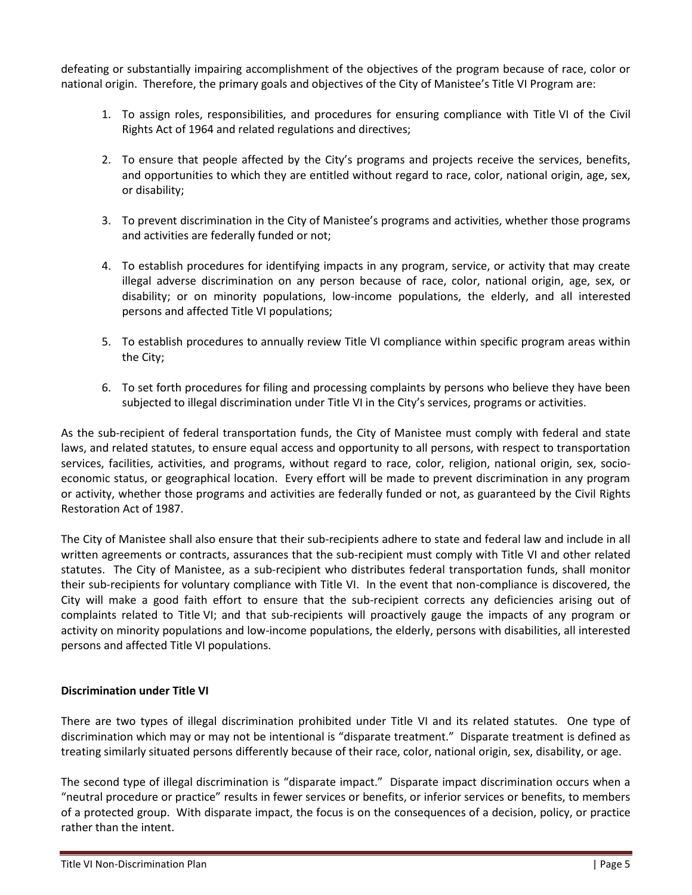defeating or substantially impairing accomplishment of the objectives of the program because of race, color or national origin. Therefore, the primary goals and objectives of the City of Manistee's Title VI Program are:

1. To assign roles, responsibilities, and procedures for ensuring compliance with Title VI of the Civil Rights Act of 1964 and related regulations and directives;

2. To ensure that people affected by the City's programs and projects receive the services, benefits, and opportunities to which they are entitled without regard to race, color, national origin, age, sex, or disability;

3. To prevent discrimination in the City of Manistee's programs and activities, whether those programs and activities are federally funded or not;

4. To establish procedures for identifying impacts in any program, service, or activity that may create illegal adverse discrimination on any person because of race, color, national origin, age, sex, or disability; or on minority populations, low-income populations, the elderly, and all interested persons and affected Title VI populations;

5. To establish procedures to annually review Title VI compliance within specific program areas within the City;

6. To set forth procedures for filing and processing complaints by persons who believe they have been subjected to illegal discrimination under Title VI in the City's services, programs or activities.

As the sub-recipient of federal transportation funds, the City of Manistee must comply with federal and state laws, and related statutes, to ensure equal access and opportunity to all persons, with respect to transportation services, facilities, activities, and programs, without regard to race, color, religion, national origin, sex, socio-economic status, or geographical location. Every effort will be made to prevent discrimination in any program or activity, whether those programs and activities are federally funded or not, as guaranteed by the Civil Rights Restoration Act of 1987.

The City of Manistee shall also ensure that their sub-recipients adhere to state and federal law and include in all written agreements or contracts, assurances that the sub-recipient must comply with Title VI and other related statutes. The City of Manistee, as a sub-recipient who distributes federal transportation funds, shall monitor their sub-recipients for voluntary compliance with Title VI. In the event that non-compliance is discovered, the City will make a good faith effort to ensure that the sub-recipient corrects any deficiencies arising out of complaints related to Title VI; and that sub-recipients will proactively gauge the impacts of any program or activity on minority populations and low-income populations, the elderly, persons with disabilities, all interested persons and affected Title VI populations.

**Discrimination under Title VI**

There are two types of illegal discrimination prohibited under Title VI and its related statutes. One type of discrimination which may or may not be intentional is "disparate treatment." Disparate treatment is defined as treating similarly situated persons differently because of their race, color, national origin, sex, disability, or age.

The second type of illegal discrimination is "disparate impact." Disparate impact discrimination occurs when a "neutral procedure or practice" results in fewer services or benefits, or inferior services or benefits, to members of a protected group. With disparate impact, the focus is on the consequences of a decision, policy, or practice rather than the intent.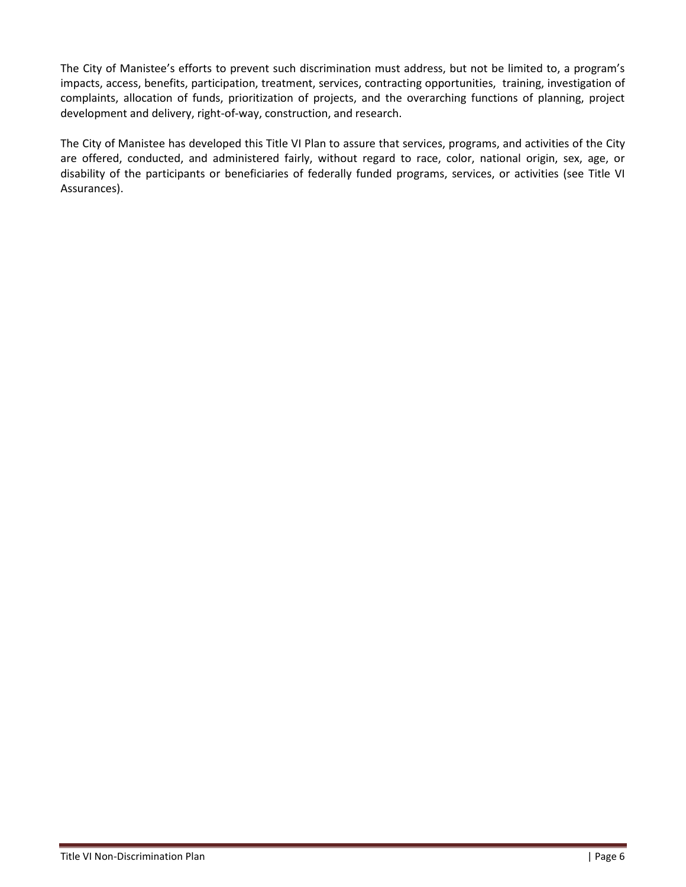The City of Manistee's efforts to prevent such discrimination must address, but not be limited to, a program's impacts, access, benefits, participation, treatment, services, contracting opportunities, training, investigation of complaints, allocation of funds, prioritization of projects, and the overarching functions of planning, project development and delivery, right-of-way, construction, and research.

The City of Manistee has developed this Title VI Plan to assure that services, programs, and activities of the City are offered, conducted, and administered fairly, without regard to race, color, national origin, sex, age, or disability of the participants or beneficiaries of federally funded programs, services, or activities (see Title VI Assurances).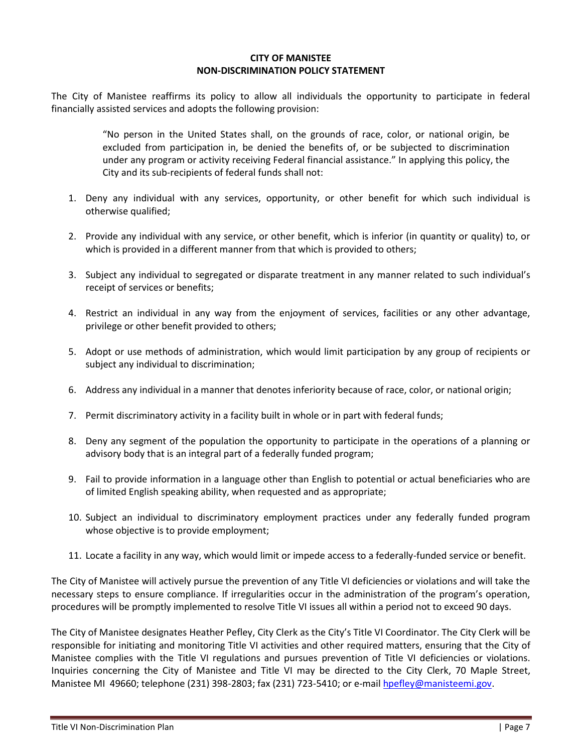**CITY OF MANISTEE**
**NON-DISCRIMINATION POLICY STATEMENT**

The City of Manistee reaffirms its policy to allow all individuals the opportunity to participate in federal financially assisted services and adopts the following provision:

> "No person in the United States shall, on the grounds of race, color, or national origin, be excluded from participation in, be denied the benefits of, or be subjected to discrimination under any program or activity receiving Federal financial assistance." In applying this policy, the City and its sub-recipients of federal funds shall not:

1. Deny any individual with any services, opportunity, or other benefit for which such individual is otherwise qualified;
2. Provide any individual with any service, or other benefit, which is inferior (in quantity or quality) to, or which is provided in a different manner from that which is provided to others;
3. Subject any individual to segregated or disparate treatment in any manner related to such individual's receipt of services or benefits;
4. Restrict an individual in any way from the enjoyment of services, facilities or any other advantage, privilege or other benefit provided to others;
5. Adopt or use methods of administration, which would limit participation by any group of recipients or subject any individual to discrimination;
6. Address any individual in a manner that denotes inferiority because of race, color, or national origin;
7. Permit discriminatory activity in a facility built in whole or in part with federal funds;
8. Deny any segment of the population the opportunity to participate in the operations of a planning or advisory body that is an integral part of a federally funded program;
9. Fail to provide information in a language other than English to potential or actual beneficiaries who are of limited English speaking ability, when requested and as appropriate;
10. Subject an individual to discriminatory employment practices under any federally funded program whose objective is to provide employment;
11. Locate a facility in any way, which would limit or impede access to a federally-funded service or benefit.

The City of Manistee will actively pursue the prevention of any Title VI deficiencies or violations and will take the necessary steps to ensure compliance. If irregularities occur in the administration of the program's operation, procedures will be promptly implemented to resolve Title VI issues all within a period not to exceed 90 days.

The City of Manistee designates Heather Pefley, City Clerk as the City's Title VI Coordinator. The City Clerk will be responsible for initiating and monitoring Title VI activities and other required matters, ensuring that the City of Manistee complies with the Title VI regulations and pursues prevention of Title VI deficiencies or violations. Inquiries concerning the City of Manistee and Title VI may be directed to the City Clerk, 70 Maple Street, Manistee MI 49660; telephone (231) 398-2803; fax (231) 723-5410; or e-mail hpefley@manisteemi.gov.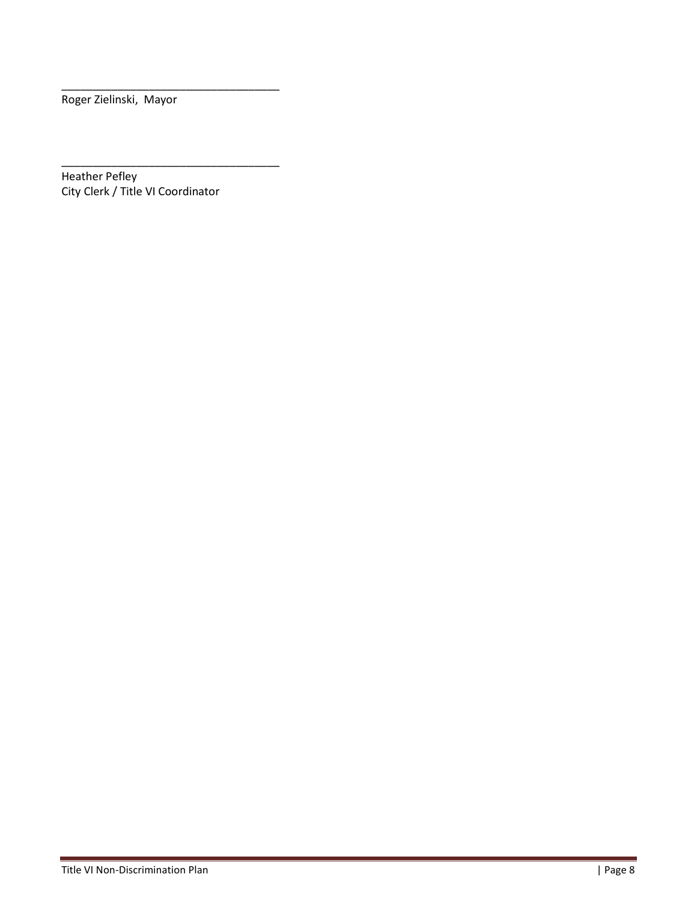___________________________________
Roger Zielinski, Mayor

___________________________________
Heather Pefley
City Clerk / Title VI Coordinator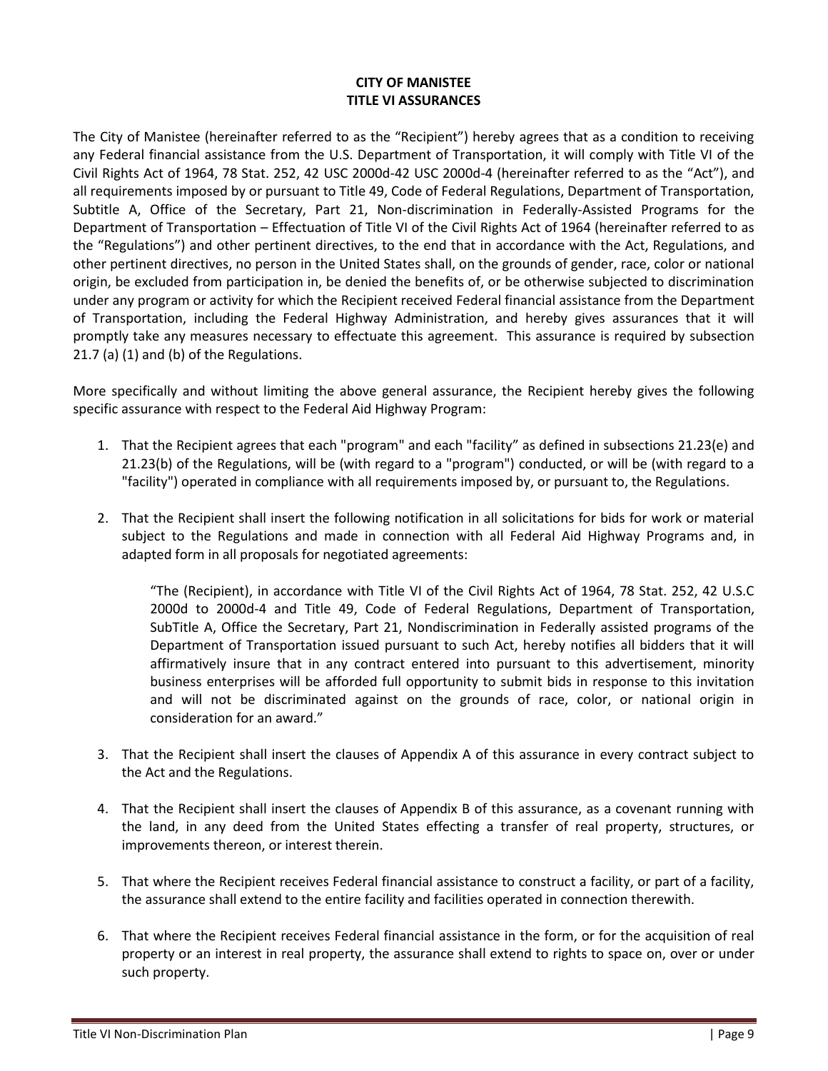**CITY OF MANISTEE**
**TITLE VI ASSURANCES**

The City of Manistee (hereinafter referred to as the "Recipient") hereby agrees that as a condition to receiving any Federal financial assistance from the U.S. Department of Transportation, it will comply with Title VI of the Civil Rights Act of 1964, 78 Stat. 252, 42 USC 2000d-42 USC 2000d-4 (hereinafter referred to as the "Act"), and all requirements imposed by or pursuant to Title 49, Code of Federal Regulations, Department of Transportation, Subtitle A, Office of the Secretary, Part 21, Non-discrimination in Federally-Assisted Programs for the Department of Transportation – Effectuation of Title VI of the Civil Rights Act of 1964 (hereinafter referred to as the "Regulations") and other pertinent directives, to the end that in accordance with the Act, Regulations, and other pertinent directives, no person in the United States shall, on the grounds of gender, race, color or national origin, be excluded from participation in, be denied the benefits of, or be otherwise subjected to discrimination under any program or activity for which the Recipient received Federal financial assistance from the Department of Transportation, including the Federal Highway Administration, and hereby gives assurances that it will promptly take any measures necessary to effectuate this agreement. This assurance is required by subsection 21.7 (a) (1) and (b) of the Regulations.

More specifically and without limiting the above general assurance, the Recipient hereby gives the following specific assurance with respect to the Federal Aid Highway Program:

1. That the Recipient agrees that each "program" and each "facility" as defined in subsections 21.23(e) and 21.23(b) of the Regulations, will be (with regard to a "program") conducted, or will be (with regard to a "facility") operated in compliance with all requirements imposed by, or pursuant to, the Regulations.

2. That the Recipient shall insert the following notification in all solicitations for bids for work or material subject to the Regulations and made in connection with all Federal Aid Highway Programs and, in adapted form in all proposals for negotiated agreements:

   "The (Recipient), in accordance with Title VI of the Civil Rights Act of 1964, 78 Stat. 252, 42 U.S.C 2000d to 2000d-4 and Title 49, Code of Federal Regulations, Department of Transportation, SubTitle A, Office the Secretary, Part 21, Nondiscrimination in Federally assisted programs of the Department of Transportation issued pursuant to such Act, hereby notifies all bidders that it will affirmatively insure that in any contract entered into pursuant to this advertisement, minority business enterprises will be afforded full opportunity to submit bids in response to this invitation and will not be discriminated against on the grounds of race, color, or national origin in consideration for an award."

3. That the Recipient shall insert the clauses of Appendix A of this assurance in every contract subject to the Act and the Regulations.

4. That the Recipient shall insert the clauses of Appendix B of this assurance, as a covenant running with the land, in any deed from the United States effecting a transfer of real property, structures, or improvements thereon, or interest therein.

5. That where the Recipient receives Federal financial assistance to construct a facility, or part of a facility, the assurance shall extend to the entire facility and facilities operated in connection therewith.

6. That where the Recipient receives Federal financial assistance in the form, or for the acquisition of real property or an interest in real property, the assurance shall extend to rights to space on, over or under such property.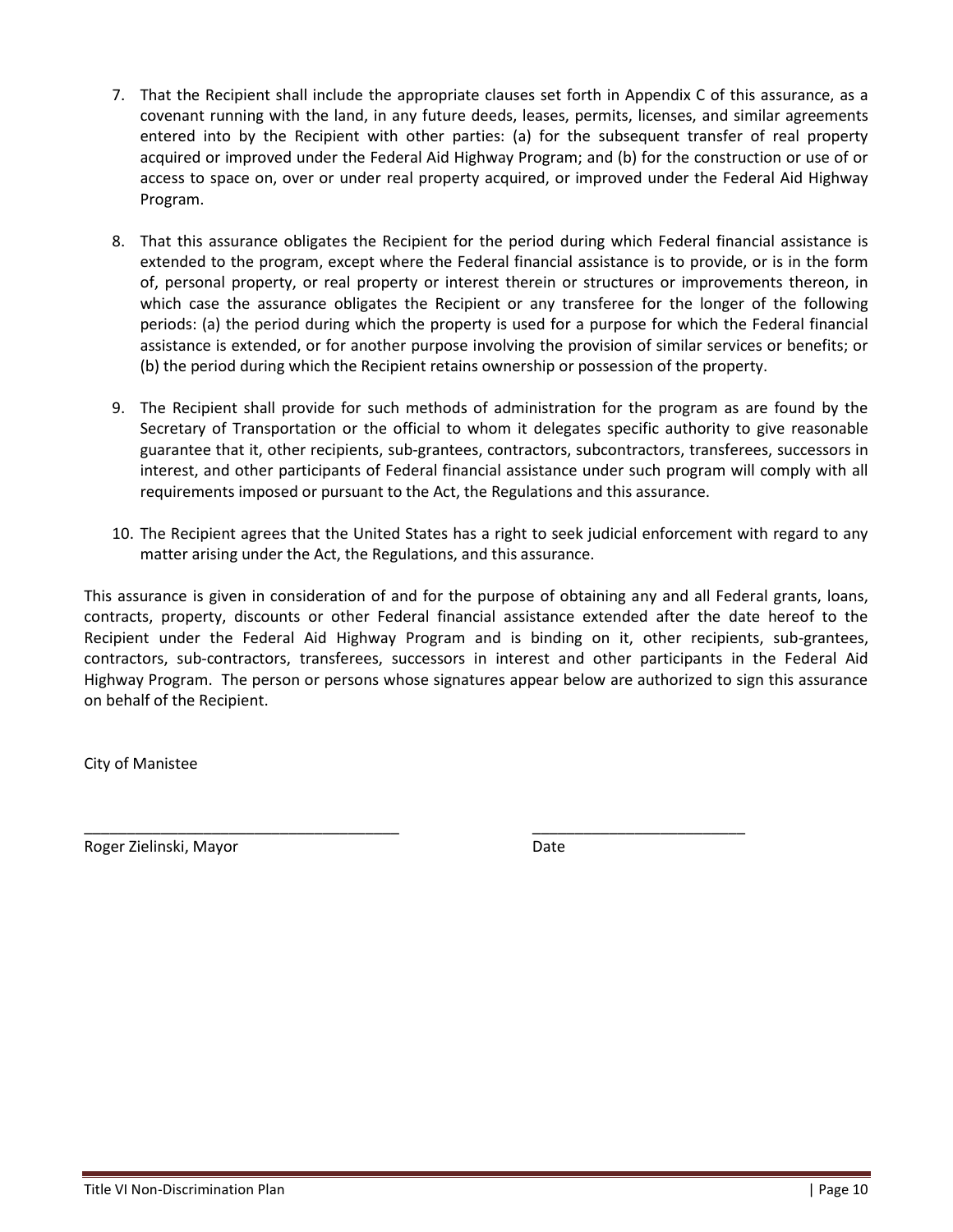7. That the Recipient shall include the appropriate clauses set forth in Appendix C of this assurance, as a covenant running with the land, in any future deeds, leases, permits, licenses, and similar agreements entered into by the Recipient with other parties: (a) for the subsequent transfer of real property acquired or improved under the Federal Aid Highway Program; and (b) for the construction or use of or access to space on, over or under real property acquired, or improved under the Federal Aid Highway Program.

8. That this assurance obligates the Recipient for the period during which Federal financial assistance is extended to the program, except where the Federal financial assistance is to provide, or is in the form of, personal property, or real property or interest therein or structures or improvements thereon, in which case the assurance obligates the Recipient or any transferee for the longer of the following periods: (a) the period during which the property is used for a purpose for which the Federal financial assistance is extended, or for another purpose involving the provision of similar services or benefits; or (b) the period during which the Recipient retains ownership or possession of the property.

9. The Recipient shall provide for such methods of administration for the program as are found by the Secretary of Transportation or the official to whom it delegates specific authority to give reasonable guarantee that it, other recipients, sub-grantees, contractors, subcontractors, transferees, successors in interest, and other participants of Federal financial assistance under such program will comply with all requirements imposed or pursuant to the Act, the Regulations and this assurance.

10. The Recipient agrees that the United States has a right to seek judicial enforcement with regard to any matter arising under the Act, the Regulations, and this assurance.

This assurance is given in consideration of and for the purpose of obtaining any and all Federal grants, loans, contracts, property, discounts or other Federal financial assistance extended after the date hereof to the Recipient under the Federal Aid Highway Program and is binding on it, other recipients, sub-grantees, contractors, sub-contractors, transferees, successors in interest and other participants in the Federal Aid Highway Program. The person or persons whose signatures appear below are authorized to sign this assurance on behalf of the Recipient.

City of Manistee

_____________________________________ _________________________

Roger Zielinski, Mayor Date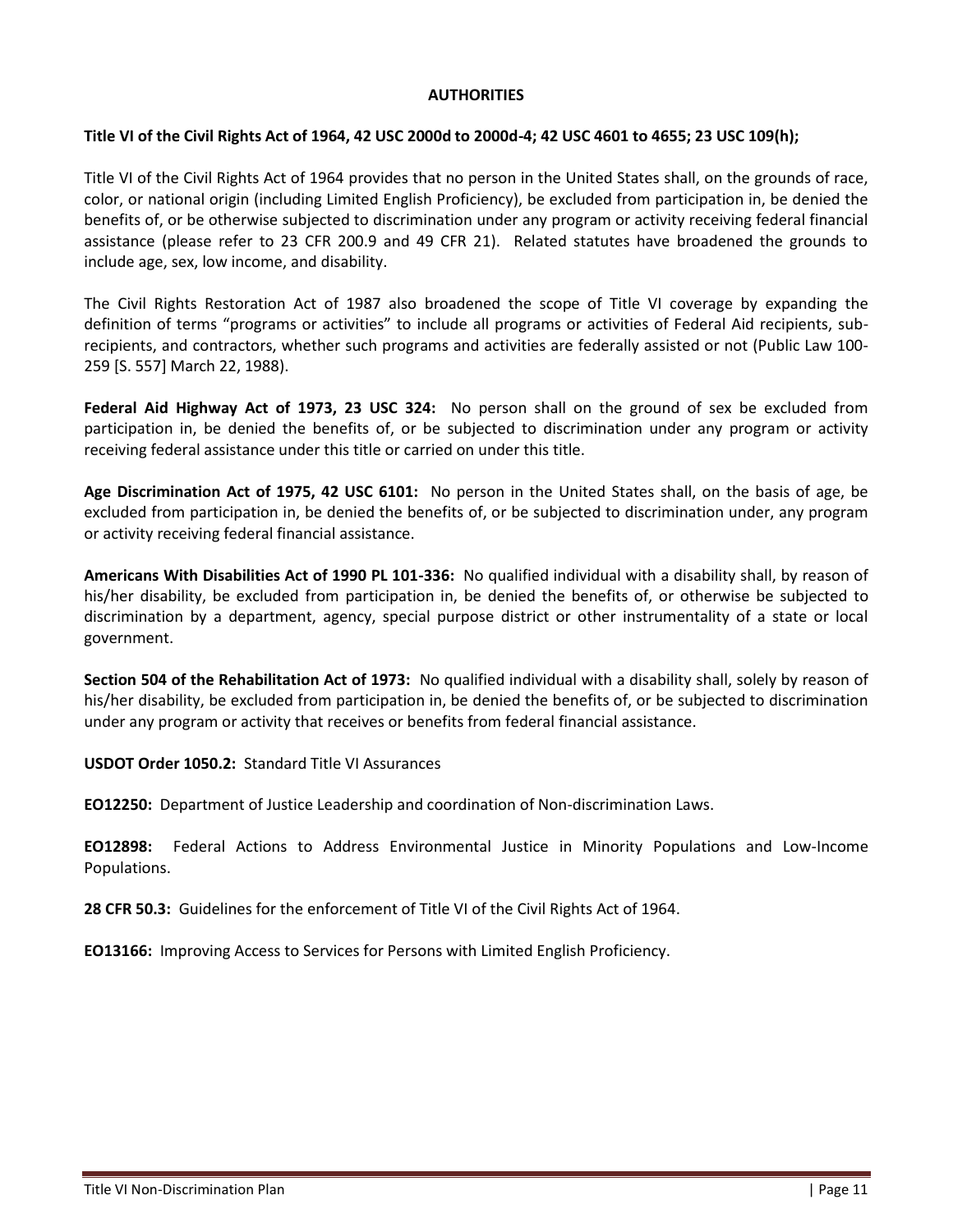## AUTHORITIES

**Title VI of the Civil Rights Act of 1964, 42 USC 2000d to 2000d-4; 42 USC 4601 to 4655; 23 USC 109(h);**

Title VI of the Civil Rights Act of 1964 provides that no person in the United States shall, on the grounds of race, color, or national origin (including Limited English Proficiency), be excluded from participation in, be denied the benefits of, or be otherwise subjected to discrimination under any program or activity receiving federal financial assistance (please refer to 23 CFR 200.9 and 49 CFR 21). Related statutes have broadened the grounds to include age, sex, low income, and disability.

The Civil Rights Restoration Act of 1987 also broadened the scope of Title VI coverage by expanding the definition of terms "programs or activities" to include all programs or activities of Federal Aid recipients, sub-recipients, and contractors, whether such programs and activities are federally assisted or not (Public Law 100-259 [S. 557] March 22, 1988).

**Federal Aid Highway Act of 1973, 23 USC 324:** No person shall on the ground of sex be excluded from participation in, be denied the benefits of, or be subjected to discrimination under any program or activity receiving federal assistance under this title or carried on under this title.

**Age Discrimination Act of 1975, 42 USC 6101:** No person in the United States shall, on the basis of age, be excluded from participation in, be denied the benefits of, or be subjected to discrimination under, any program or activity receiving federal financial assistance.

**Americans With Disabilities Act of 1990 PL 101-336:** No qualified individual with a disability shall, by reason of his/her disability, be excluded from participation in, be denied the benefits of, or otherwise be subjected to discrimination by a department, agency, special purpose district or other instrumentality of a state or local government.

**Section 504 of the Rehabilitation Act of 1973:** No qualified individual with a disability shall, solely by reason of his/her disability, be excluded from participation in, be denied the benefits of, or be subjected to discrimination under any program or activity that receives or benefits from federal financial assistance.

**USDOT Order 1050.2:** Standard Title VI Assurances

**EO12250:** Department of Justice Leadership and coordination of Non-discrimination Laws.

**EO12898:** Federal Actions to Address Environmental Justice in Minority Populations and Low-Income Populations.

**28 CFR 50.3:** Guidelines for the enforcement of Title VI of the Civil Rights Act of 1964.

**EO13166:** Improving Access to Services for Persons with Limited English Proficiency.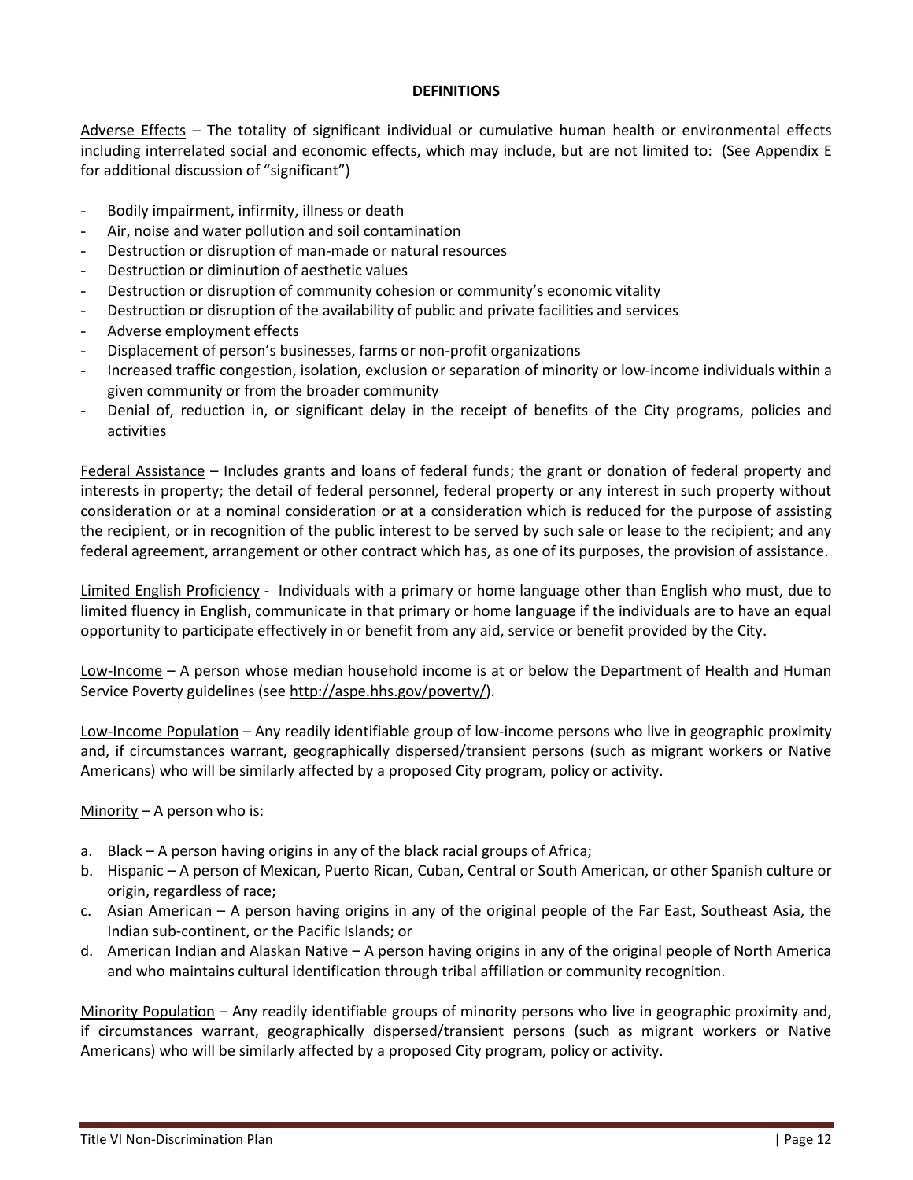**DEFINITIONS**

Adverse Effects – The totality of significant individual or cumulative human health or environmental effects including interrelated social and economic effects, which may include, but are not limited to: (See Appendix E for additional discussion of "significant")

- Bodily impairment, infirmity, illness or death
- Air, noise and water pollution and soil contamination
- Destruction or disruption of man-made or natural resources
- Destruction or diminution of aesthetic values
- Destruction or disruption of community cohesion or community's economic vitality
- Destruction or disruption of the availability of public and private facilities and services
- Adverse employment effects
- Displacement of person's businesses, farms or non-profit organizations
- Increased traffic congestion, isolation, exclusion or separation of minority or low-income individuals within a given community or from the broader community
- Denial of, reduction in, or significant delay in the receipt of benefits of the City programs, policies and activities

Federal Assistance – Includes grants and loans of federal funds; the grant or donation of federal property and interests in property; the detail of federal personnel, federal property or any interest in such property without consideration or at a nominal consideration or at a consideration which is reduced for the purpose of assisting the recipient, or in recognition of the public interest to be served by such sale or lease to the recipient; and any federal agreement, arrangement or other contract which has, as one of its purposes, the provision of assistance.

Limited English Proficiency - Individuals with a primary or home language other than English who must, due to limited fluency in English, communicate in that primary or home language if the individuals are to have an equal opportunity to participate effectively in or benefit from any aid, service or benefit provided by the City.

Low-Income – A person whose median household income is at or below the Department of Health and Human Service Poverty guidelines (see http://aspe.hhs.gov/poverty/).

Low-Income Population – Any readily identifiable group of low-income persons who live in geographic proximity and, if circumstances warrant, geographically dispersed/transient persons (such as migrant workers or Native Americans) who will be similarly affected by a proposed City program, policy or activity.

Minority – A person who is:

a. Black – A person having origins in any of the black racial groups of Africa;
b. Hispanic – A person of Mexican, Puerto Rican, Cuban, Central or South American, or other Spanish culture or origin, regardless of race;
c. Asian American – A person having origins in any of the original people of the Far East, Southeast Asia, the Indian sub-continent, or the Pacific Islands; or
d. American Indian and Alaskan Native – A person having origins in any of the original people of North America and who maintains cultural identification through tribal affiliation or community recognition.

Minority Population – Any readily identifiable groups of minority persons who live in geographic proximity and, if circumstances warrant, geographically dispersed/transient persons (such as migrant workers or Native Americans) who will be similarly affected by a proposed City program, policy or activity.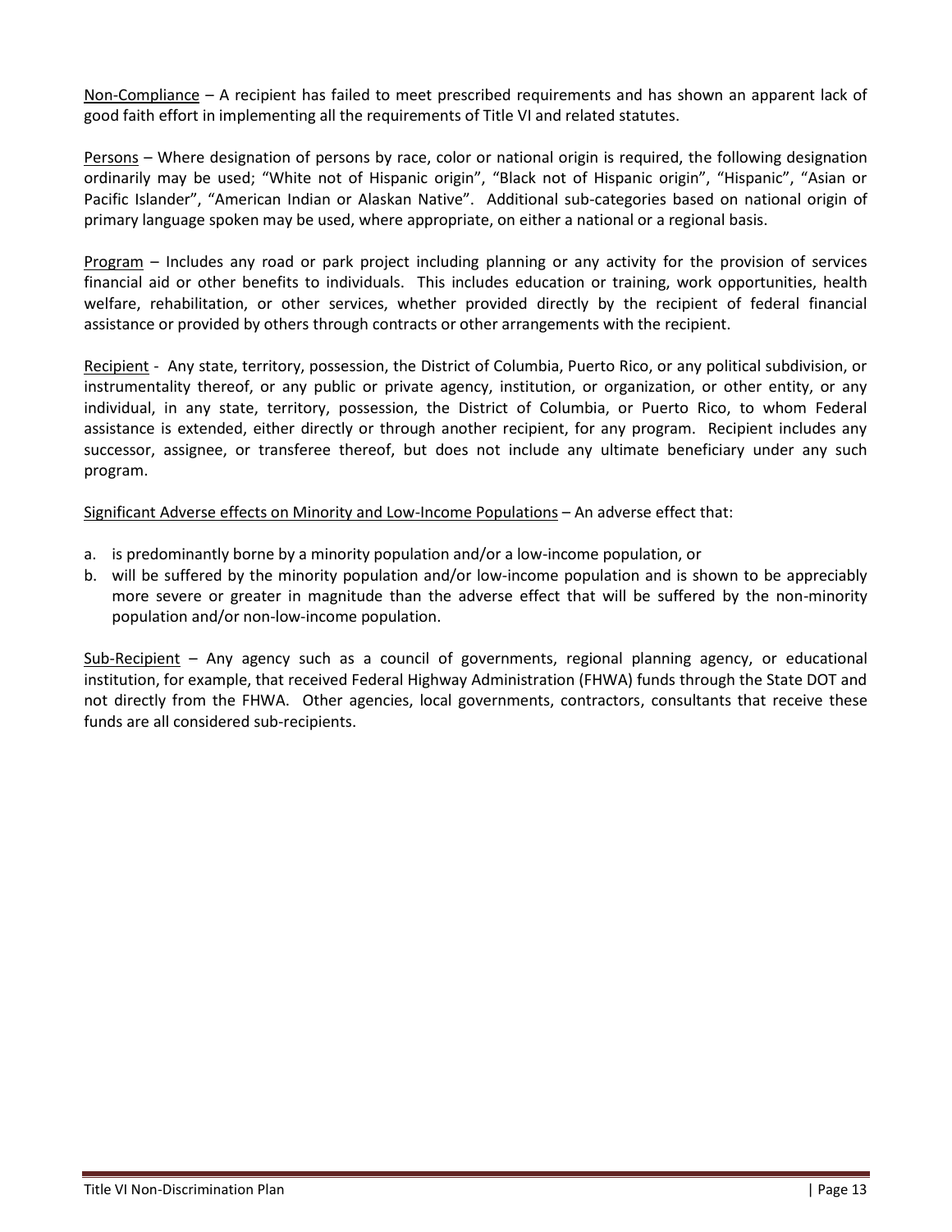<u>Non-Compliance</u> – A recipient has failed to meet prescribed requirements and has shown an apparent lack of good faith effort in implementing all the requirements of Title VI and related statutes.

<u>Persons</u> – Where designation of persons by race, color or national origin is required, the following designation ordinarily may be used; "White not of Hispanic origin", "Black not of Hispanic origin", "Hispanic", "Asian or Pacific Islander", "American Indian or Alaskan Native". Additional sub-categories based on national origin of primary language spoken may be used, where appropriate, on either a national or a regional basis.

<u>Program</u> – Includes any road or park project including planning or any activity for the provision of services financial aid or other benefits to individuals. This includes education or training, work opportunities, health welfare, rehabilitation, or other services, whether provided directly by the recipient of federal financial assistance or provided by others through contracts or other arrangements with the recipient.

<u>Recipient</u> - Any state, territory, possession, the District of Columbia, Puerto Rico, or any political subdivision, or instrumentality thereof, or any public or private agency, institution, or organization, or other entity, or any individual, in any state, territory, possession, the District of Columbia, or Puerto Rico, to whom Federal assistance is extended, either directly or through another recipient, for any program. Recipient includes any successor, assignee, or transferee thereof, but does not include any ultimate beneficiary under any such program.

<u>Significant Adverse effects on Minority and Low-Income Populations</u> – An adverse effect that:

a. is predominantly borne by a minority population and/or a low-income population, or
b. will be suffered by the minority population and/or low-income population and is shown to be appreciably more severe or greater in magnitude than the adverse effect that will be suffered by the non-minority population and/or non-low-income population.

<u>Sub-Recipient</u> – Any agency such as a council of governments, regional planning agency, or educational institution, for example, that received Federal Highway Administration (FHWA) funds through the State DOT and not directly from the FHWA. Other agencies, local governments, contractors, consultants that receive these funds are all considered sub-recipients.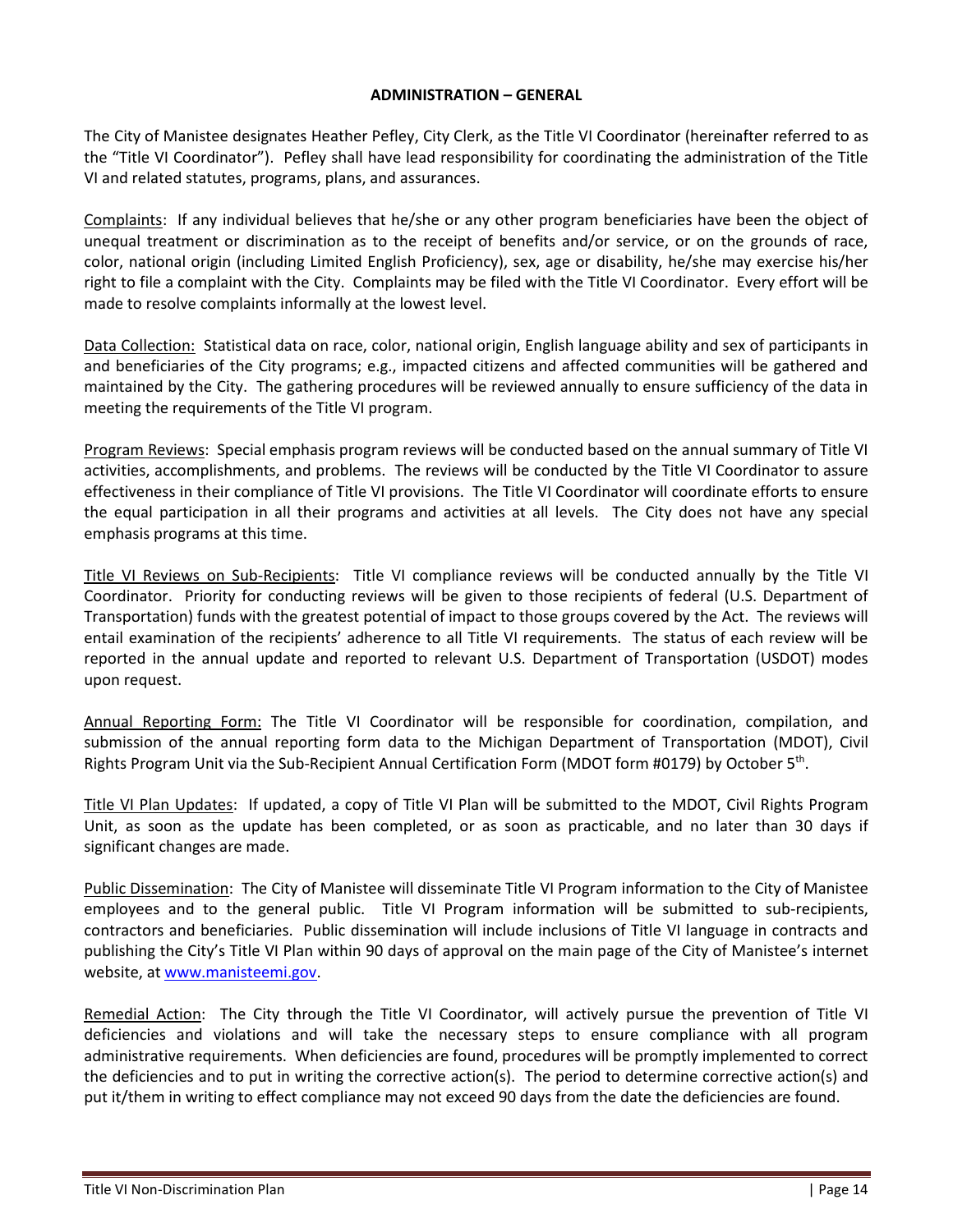## ADMINISTRATION – GENERAL

The City of Manistee designates Heather Pefley, City Clerk, as the Title VI Coordinator (hereinafter referred to as the "Title VI Coordinator"). Pefley shall have lead responsibility for coordinating the administration of the Title VI and related statutes, programs, plans, and assurances.

Complaints: If any individual believes that he/she or any other program beneficiaries have been the object of unequal treatment or discrimination as to the receipt of benefits and/or service, or on the grounds of race, color, national origin (including Limited English Proficiency), sex, age or disability, he/she may exercise his/her right to file a complaint with the City. Complaints may be filed with the Title VI Coordinator. Every effort will be made to resolve complaints informally at the lowest level.

Data Collection: Statistical data on race, color, national origin, English language ability and sex of participants in and beneficiaries of the City programs; e.g., impacted citizens and affected communities will be gathered and maintained by the City. The gathering procedures will be reviewed annually to ensure sufficiency of the data in meeting the requirements of the Title VI program.

Program Reviews: Special emphasis program reviews will be conducted based on the annual summary of Title VI activities, accomplishments, and problems. The reviews will be conducted by the Title VI Coordinator to assure effectiveness in their compliance of Title VI provisions. The Title VI Coordinator will coordinate efforts to ensure the equal participation in all their programs and activities at all levels. The City does not have any special emphasis programs at this time.

Title VI Reviews on Sub-Recipients: Title VI compliance reviews will be conducted annually by the Title VI Coordinator. Priority for conducting reviews will be given to those recipients of federal (U.S. Department of Transportation) funds with the greatest potential of impact to those groups covered by the Act. The reviews will entail examination of the recipients' adherence to all Title VI requirements. The status of each review will be reported in the annual update and reported to relevant U.S. Department of Transportation (USDOT) modes upon request.

Annual Reporting Form: The Title VI Coordinator will be responsible for coordination, compilation, and submission of the annual reporting form data to the Michigan Department of Transportation (MDOT), Civil Rights Program Unit via the Sub-Recipient Annual Certification Form (MDOT form #0179) by October 5th.

Title VI Plan Updates: If updated, a copy of Title VI Plan will be submitted to the MDOT, Civil Rights Program Unit, as soon as the update has been completed, or as soon as practicable, and no later than 30 days if significant changes are made.

Public Dissemination: The City of Manistee will disseminate Title VI Program information to the City of Manistee employees and to the general public. Title VI Program information will be submitted to sub-recipients, contractors and beneficiaries. Public dissemination will include inclusions of Title VI language in contracts and publishing the City's Title VI Plan within 90 days of approval on the main page of the City of Manistee's internet website, at [www.manisteemi.gov](http://www.manisteemi.gov).

Remedial Action: The City through the Title VI Coordinator, will actively pursue the prevention of Title VI deficiencies and violations and will take the necessary steps to ensure compliance with all program administrative requirements. When deficiencies are found, procedures will be promptly implemented to correct the deficiencies and to put in writing the corrective action(s). The period to determine corrective action(s) and put it/them in writing to effect compliance may not exceed 90 days from the date the deficiencies are found.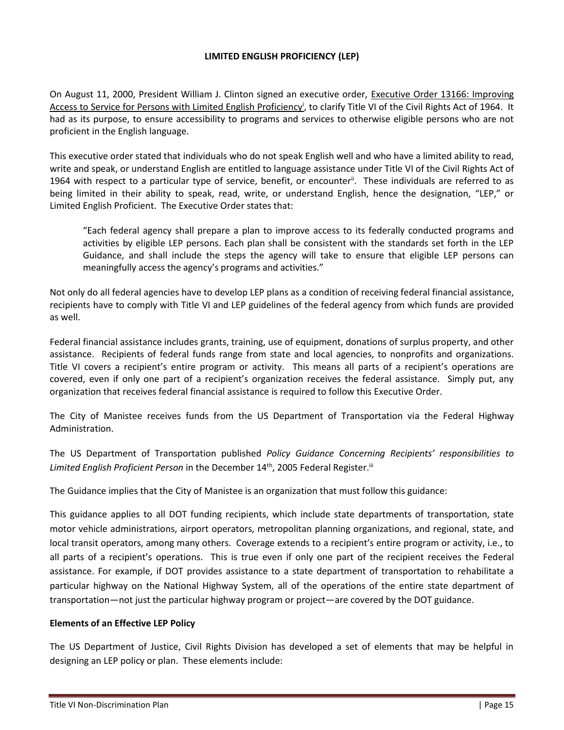# LIMITED ENGLISH PROFICIENCY (LEP)

On August 11, 2000, President William J. Clinton signed an executive order, Executive Order 13166: Improving Access to Service for Persons with Limited English Proficiency[i], to clarify Title VI of the Civil Rights Act of 1964. It had as its purpose, to ensure accessibility to programs and services to otherwise eligible persons who are not proficient in the English language.

This executive order stated that individuals who do not speak English well and who have a limited ability to read, write and speak, or understand English are entitled to language assistance under Title VI of the Civil Rights Act of 1964 with respect to a particular type of service, benefit, or encounter[ii]. These individuals are referred to as being limited in their ability to speak, read, write, or understand English, hence the designation, "LEP," or Limited English Proficient. The Executive Order states that:

> "Each federal agency shall prepare a plan to improve access to its federally conducted programs and activities by eligible LEP persons. Each plan shall be consistent with the standards set forth in the LEP Guidance, and shall include the steps the agency will take to ensure that eligible LEP persons can meaningfully access the agency's programs and activities."

Not only do all federal agencies have to develop LEP plans as a condition of receiving federal financial assistance, recipients have to comply with Title VI and LEP guidelines of the federal agency from which funds are provided as well.

Federal financial assistance includes grants, training, use of equipment, donations of surplus property, and other assistance. Recipients of federal funds range from state and local agencies, to nonprofits and organizations. Title VI covers a recipient's entire program or activity. This means all parts of a recipient's operations are covered, even if only one part of a recipient's organization receives the federal assistance. Simply put, any organization that receives federal financial assistance is required to follow this Executive Order.

The City of Manistee receives funds from the US Department of Transportation via the Federal Highway Administration.

The US Department of Transportation published *Policy Guidance Concerning Recipients' responsibilities to Limited English Proficient Person* in the December 14th, 2005 Federal Register.[iii]

The Guidance implies that the City of Manistee is an organization that must follow this guidance:

This guidance applies to all DOT funding recipients, which include state departments of transportation, state motor vehicle administrations, airport operators, metropolitan planning organizations, and regional, state, and local transit operators, among many others. Coverage extends to a recipient's entire program or activity, i.e., to all parts of a recipient's operations. This is true even if only one part of the recipient receives the Federal assistance. For example, if DOT provides assistance to a state department of transportation to rehabilitate a particular highway on the National Highway System, all of the operations of the entire state department of transportation—not just the particular highway program or project—are covered by the DOT guidance.

**Elements of an Effective LEP Policy**

The US Department of Justice, Civil Rights Division has developed a set of elements that may be helpful in designing an LEP policy or plan. These elements include: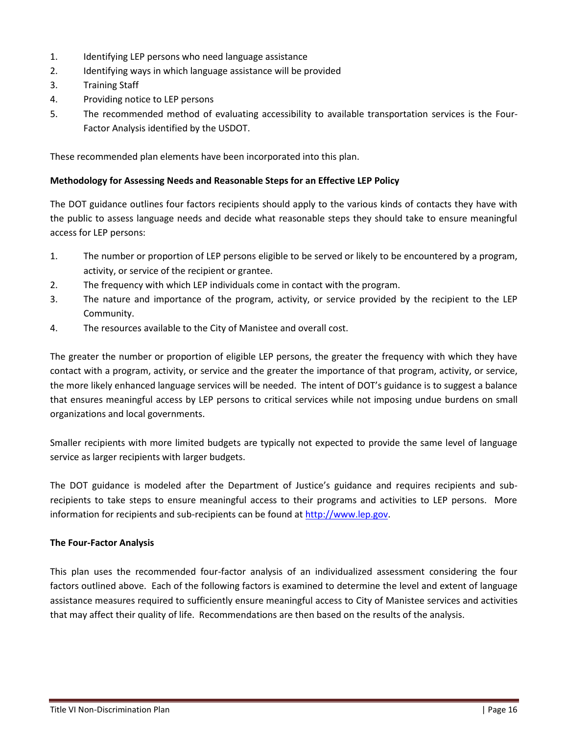1. Identifying LEP persons who need language assistance
2. Identifying ways in which language assistance will be provided
3. Training Staff
4. Providing notice to LEP persons
5. The recommended method of evaluating accessibility to available transportation services is the Four-Factor Analysis identified by the USDOT.

These recommended plan elements have been incorporated into this plan.

**Methodology for Assessing Needs and Reasonable Steps for an Effective LEP Policy**

The DOT guidance outlines four factors recipients should apply to the various kinds of contacts they have with the public to assess language needs and decide what reasonable steps they should take to ensure meaningful access for LEP persons:

1. The number or proportion of LEP persons eligible to be served or likely to be encountered by a program, activity, or service of the recipient or grantee.
2. The frequency with which LEP individuals come in contact with the program.
3. The nature and importance of the program, activity, or service provided by the recipient to the LEP Community.
4. The resources available to the City of Manistee and overall cost.

The greater the number or proportion of eligible LEP persons, the greater the frequency with which they have contact with a program, activity, or service and the greater the importance of that program, activity, or service, the more likely enhanced language services will be needed. The intent of DOT's guidance is to suggest a balance that ensures meaningful access by LEP persons to critical services while not imposing undue burdens on small organizations and local governments.

Smaller recipients with more limited budgets are typically not expected to provide the same level of language service as larger recipients with larger budgets.

The DOT guidance is modeled after the Department of Justice's guidance and requires recipients and sub-recipients to take steps to ensure meaningful access to their programs and activities to LEP persons. More information for recipients and sub-recipients can be found at http://www.lep.gov.

**The Four-Factor Analysis**

This plan uses the recommended four-factor analysis of an individualized assessment considering the four factors outlined above. Each of the following factors is examined to determine the level and extent of language assistance measures required to sufficiently ensure meaningful access to City of Manistee services and activities that may affect their quality of life. Recommendations are then based on the results of the analysis.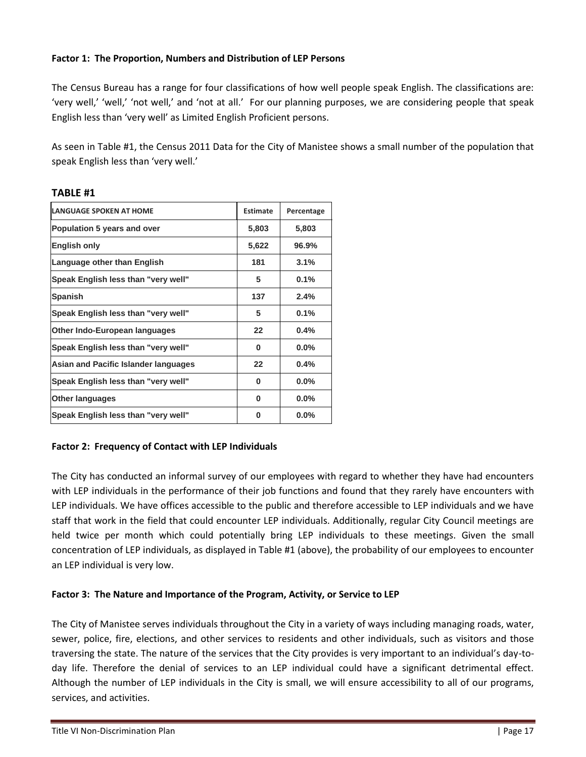**Factor 1: The Proportion, Numbers and Distribution of LEP Persons**

The Census Bureau has a range for four classifications of how well people speak English. The classifications are: 'very well,' 'well,' 'not well,' and 'not at all.' For our planning purposes, we are considering people that speak English less than 'very well' as Limited English Proficient persons.

As seen in Table #1, the Census 2011 Data for the City of Manistee shows a small number of the population that speak English less than 'very well.'

**TABLE #1**

| LANGUAGE SPOKEN AT HOME | Estimate | Percentage |
|---|---|---|
| **Population 5 years and over** | **5,803** | **5,803** |
| **English only** | **5,622** | **96.9%** |
| **Language other than English** | **181** | **3.1%** |
| **Speak English less than "very well"** | **5** | **0.1%** |
| **Spanish** | **137** | **2.4%** |
| **Speak English less than "very well"** | **5** | **0.1%** |
| **Other Indo-European languages** | **22** | **0.4%** |
| **Speak English less than "very well"** | **0** | **0.0%** |
| **Asian and Pacific Islander languages** | **22** | **0.4%** |
| **Speak English less than "very well"** | **0** | **0.0%** |
| **Other languages** | **0** | **0.0%** |
| **Speak English less than "very well"** | **0** | **0.0%** |

**Factor 2: Frequency of Contact with LEP Individuals**

The City has conducted an informal survey of our employees with regard to whether they have had encounters with LEP individuals in the performance of their job functions and found that they rarely have encounters with LEP individuals. We have offices accessible to the public and therefore accessible to LEP individuals and we have staff that work in the field that could encounter LEP individuals. Additionally, regular City Council meetings are held twice per month which could potentially bring LEP individuals to these meetings. Given the small concentration of LEP individuals, as displayed in Table #1 (above), the probability of our employees to encounter an LEP individual is very low.

**Factor 3: The Nature and Importance of the Program, Activity, or Service to LEP**

The City of Manistee serves individuals throughout the City in a variety of ways including managing roads, water, sewer, police, fire, elections, and other services to residents and other individuals, such as visitors and those traversing the state. The nature of the services that the City provides is very important to an individual's day-to-day life. Therefore the denial of services to an LEP individual could have a significant detrimental effect. Although the number of LEP individuals in the City is small, we will ensure accessibility to all of our programs, services, and activities.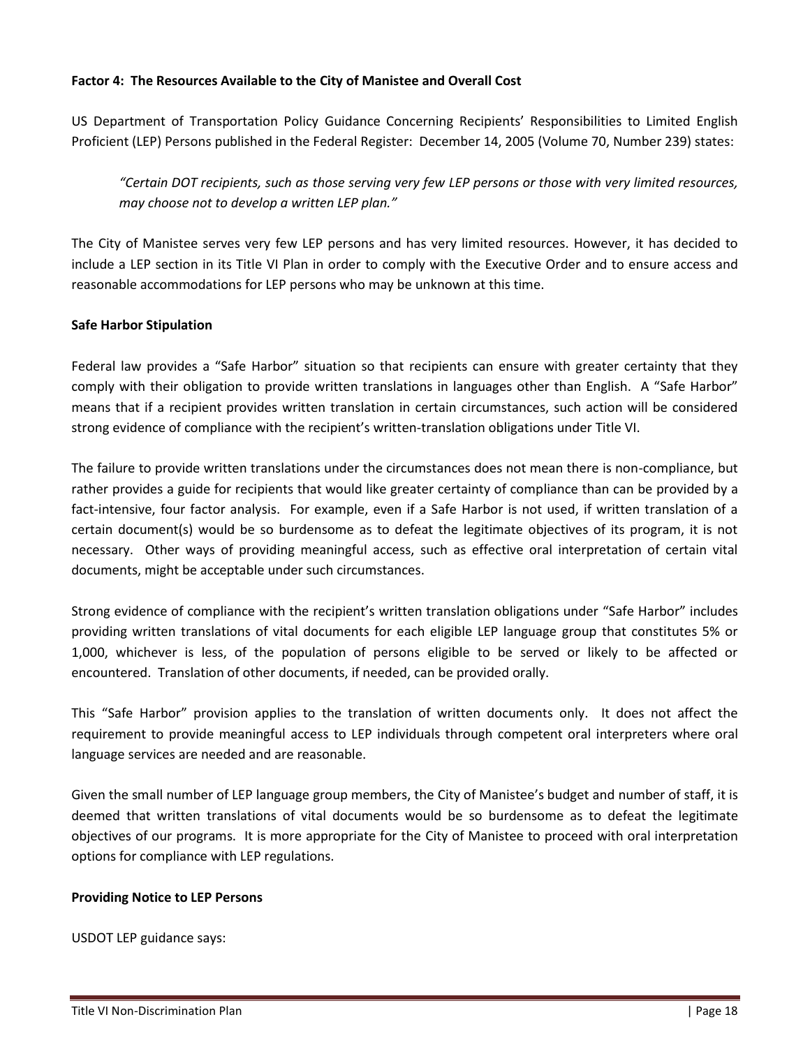**Factor 4: The Resources Available to the City of Manistee and Overall Cost**

US Department of Transportation Policy Guidance Concerning Recipients' Responsibilities to Limited English Proficient (LEP) Persons published in the Federal Register: December 14, 2005 (Volume 70, Number 239) states:

> *"Certain DOT recipients, such as those serving very few LEP persons or those with very limited resources, may choose not to develop a written LEP plan."*

The City of Manistee serves very few LEP persons and has very limited resources. However, it has decided to include a LEP section in its Title VI Plan in order to comply with the Executive Order and to ensure access and reasonable accommodations for LEP persons who may be unknown at this time.

**Safe Harbor Stipulation**

Federal law provides a "Safe Harbor" situation so that recipients can ensure with greater certainty that they comply with their obligation to provide written translations in languages other than English. A "Safe Harbor" means that if a recipient provides written translation in certain circumstances, such action will be considered strong evidence of compliance with the recipient's written-translation obligations under Title VI.

The failure to provide written translations under the circumstances does not mean there is non-compliance, but rather provides a guide for recipients that would like greater certainty of compliance than can be provided by a fact-intensive, four factor analysis. For example, even if a Safe Harbor is not used, if written translation of a certain document(s) would be so burdensome as to defeat the legitimate objectives of its program, it is not necessary. Other ways of providing meaningful access, such as effective oral interpretation of certain vital documents, might be acceptable under such circumstances.

Strong evidence of compliance with the recipient's written translation obligations under "Safe Harbor" includes providing written translations of vital documents for each eligible LEP language group that constitutes 5% or 1,000, whichever is less, of the population of persons eligible to be served or likely to be affected or encountered. Translation of other documents, if needed, can be provided orally.

This "Safe Harbor" provision applies to the translation of written documents only. It does not affect the requirement to provide meaningful access to LEP individuals through competent oral interpreters where oral language services are needed and are reasonable.

Given the small number of LEP language group members, the City of Manistee's budget and number of staff, it is deemed that written translations of vital documents would be so burdensome as to defeat the legitimate objectives of our programs. It is more appropriate for the City of Manistee to proceed with oral interpretation options for compliance with LEP regulations.

**Providing Notice to LEP Persons**

USDOT LEP guidance says: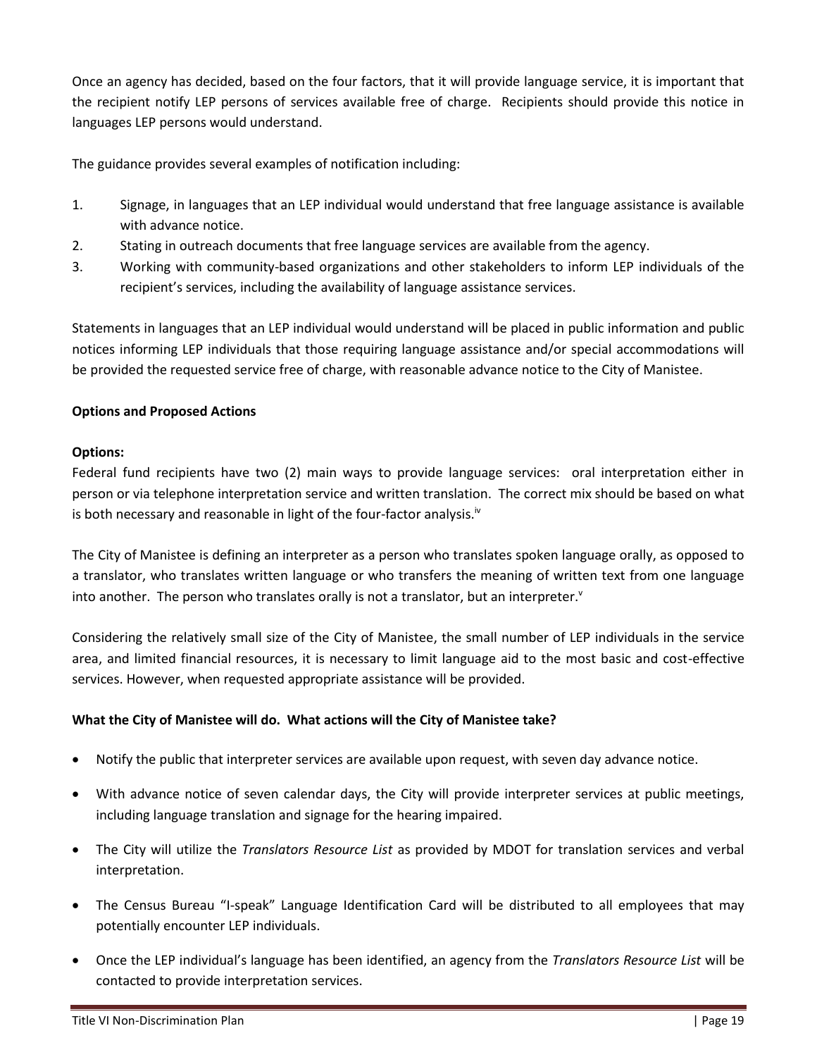Once an agency has decided, based on the four factors, that it will provide language service, it is important that the recipient notify LEP persons of services available free of charge. Recipients should provide this notice in languages LEP persons would understand.

The guidance provides several examples of notification including:

1. Signage, in languages that an LEP individual would understand that free language assistance is available with advance notice.
2. Stating in outreach documents that free language services are available from the agency.
3. Working with community-based organizations and other stakeholders to inform LEP individuals of the recipient's services, including the availability of language assistance services.

Statements in languages that an LEP individual would understand will be placed in public information and public notices informing LEP individuals that those requiring language assistance and/or special accommodations will be provided the requested service free of charge, with reasonable advance notice to the City of Manistee.

**Options and Proposed Actions**

**Options:**
Federal fund recipients have two (2) main ways to provide language services: oral interpretation either in person or via telephone interpretation service and written translation. The correct mix should be based on what is both necessary and reasonable in light of the four-factor analysis.[iv]

The City of Manistee is defining an interpreter as a person who translates spoken language orally, as opposed to a translator, who translates written language or who transfers the meaning of written text from one language into another. The person who translates orally is not a translator, but an interpreter.[v]

Considering the relatively small size of the City of Manistee, the small number of LEP individuals in the service area, and limited financial resources, it is necessary to limit language aid to the most basic and cost-effective services. However, when requested appropriate assistance will be provided.

**What the City of Manistee will do. What actions will the City of Manistee take?**

- Notify the public that interpreter services are available upon request, with seven day advance notice.
- With advance notice of seven calendar days, the City will provide interpreter services at public meetings, including language translation and signage for the hearing impaired.
- The City will utilize the *Translators Resource List* as provided by MDOT for translation services and verbal interpretation.
- The Census Bureau "I-speak" Language Identification Card will be distributed to all employees that may potentially encounter LEP individuals.
- Once the LEP individual's language has been identified, an agency from the *Translators Resource List* will be contacted to provide interpretation services.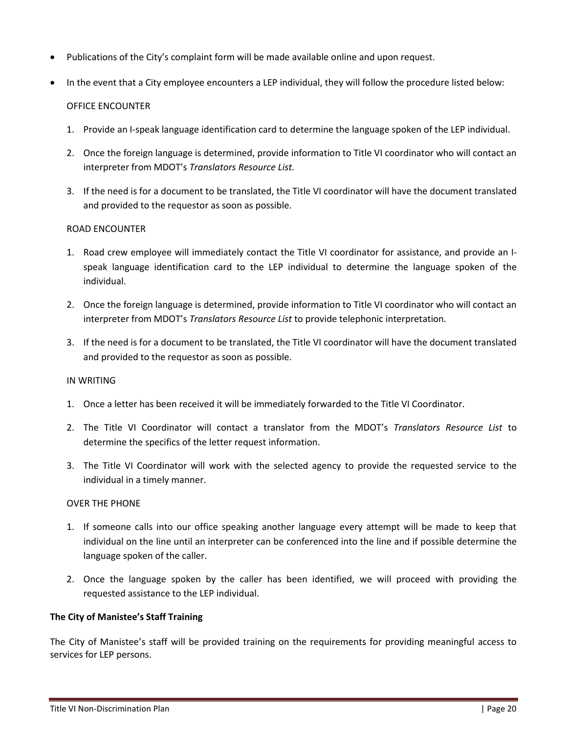- Publications of the City's complaint form will be made available online and upon request.
- In the event that a City employee encounters a LEP individual, they will follow the procedure listed below:

  OFFICE ENCOUNTER

  1. Provide an I-speak language identification card to determine the language spoken of the LEP individual.
  2. Once the foreign language is determined, provide information to Title VI coordinator who will contact an interpreter from MDOT's *Translators Resource List.*
  3. If the need is for a document to be translated, the Title VI coordinator will have the document translated and provided to the requestor as soon as possible.

  ROAD ENCOUNTER

  1. Road crew employee will immediately contact the Title VI coordinator for assistance, and provide an I-speak language identification card to the LEP individual to determine the language spoken of the individual.
  2. Once the foreign language is determined, provide information to Title VI coordinator who will contact an interpreter from MDOT's *Translators Resource List* to provide telephonic interpretation*.*
  3. If the need is for a document to be translated, the Title VI coordinator will have the document translated and provided to the requestor as soon as possible.

  IN WRITING

  1. Once a letter has been received it will be immediately forwarded to the Title VI Coordinator.
  2. The Title VI Coordinator will contact a translator from the MDOT's *Translators Resource List* to determine the specifics of the letter request information.
  3. The Title VI Coordinator will work with the selected agency to provide the requested service to the individual in a timely manner.

  OVER THE PHONE

  1. If someone calls into our office speaking another language every attempt will be made to keep that individual on the line until an interpreter can be conferenced into the line and if possible determine the language spoken of the caller.
  2. Once the language spoken by the caller has been identified, we will proceed with providing the requested assistance to the LEP individual.

**The City of Manistee's Staff Training**

The City of Manistee's staff will be provided training on the requirements for providing meaningful access to services for LEP persons.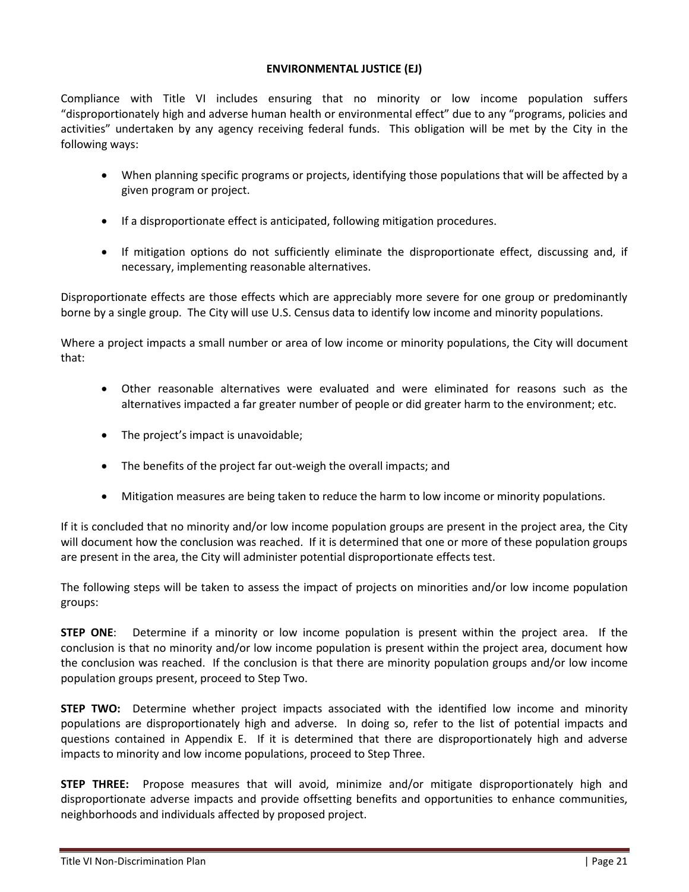## ENVIRONMENTAL JUSTICE (EJ)

Compliance with Title VI includes ensuring that no minority or low income population suffers "disproportionately high and adverse human health or environmental effect" due to any "programs, policies and activities" undertaken by any agency receiving federal funds. This obligation will be met by the City in the following ways:

- When planning specific programs or projects, identifying those populations that will be affected by a given program or project.
- If a disproportionate effect is anticipated, following mitigation procedures.
- If mitigation options do not sufficiently eliminate the disproportionate effect, discussing and, if necessary, implementing reasonable alternatives.

Disproportionate effects are those effects which are appreciably more severe for one group or predominantly borne by a single group. The City will use U.S. Census data to identify low income and minority populations.

Where a project impacts a small number or area of low income or minority populations, the City will document that:

- Other reasonable alternatives were evaluated and were eliminated for reasons such as the alternatives impacted a far greater number of people or did greater harm to the environment; etc.
- The project's impact is unavoidable;
- The benefits of the project far out-weigh the overall impacts; and
- Mitigation measures are being taken to reduce the harm to low income or minority populations.

If it is concluded that no minority and/or low income population groups are present in the project area, the City will document how the conclusion was reached. If it is determined that one or more of these population groups are present in the area, the City will administer potential disproportionate effects test.

The following steps will be taken to assess the impact of projects on minorities and/or low income population groups:

**STEP ONE**: Determine if a minority or low income population is present within the project area. If the conclusion is that no minority and/or low income population is present within the project area, document how the conclusion was reached. If the conclusion is that there are minority population groups and/or low income population groups present, proceed to Step Two.

**STEP TWO:** Determine whether project impacts associated with the identified low income and minority populations are disproportionately high and adverse. In doing so, refer to the list of potential impacts and questions contained in Appendix E. If it is determined that there are disproportionately high and adverse impacts to minority and low income populations, proceed to Step Three.

**STEP THREE:** Propose measures that will avoid, minimize and/or mitigate disproportionately high and disproportionate adverse impacts and provide offsetting benefits and opportunities to enhance communities, neighborhoods and individuals affected by proposed project.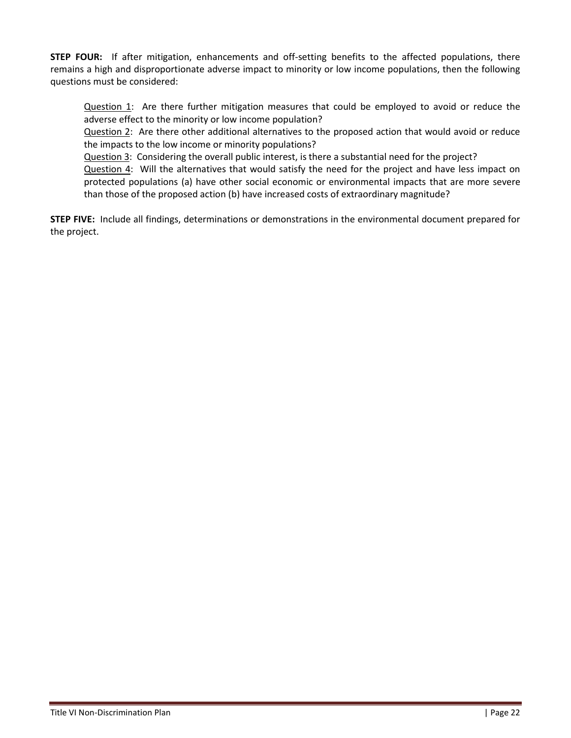**STEP FOUR:** If after mitigation, enhancements and off-setting benefits to the affected populations, there remains a high and disproportionate adverse impact to minority or low income populations, then the following questions must be considered:

> <u>Question 1</u>: Are there further mitigation measures that could be employed to avoid or reduce the adverse effect to the minority or low income population?
>
> <u>Question 2</u>: Are there other additional alternatives to the proposed action that would avoid or reduce the impacts to the low income or minority populations?
>
> <u>Question 3</u>: Considering the overall public interest, is there a substantial need for the project?
>
> <u>Question 4</u>: Will the alternatives that would satisfy the need for the project and have less impact on protected populations (a) have other social economic or environmental impacts that are more severe than those of the proposed action (b) have increased costs of extraordinary magnitude?

**STEP FIVE:** Include all findings, determinations or demonstrations in the environmental document prepared for the project.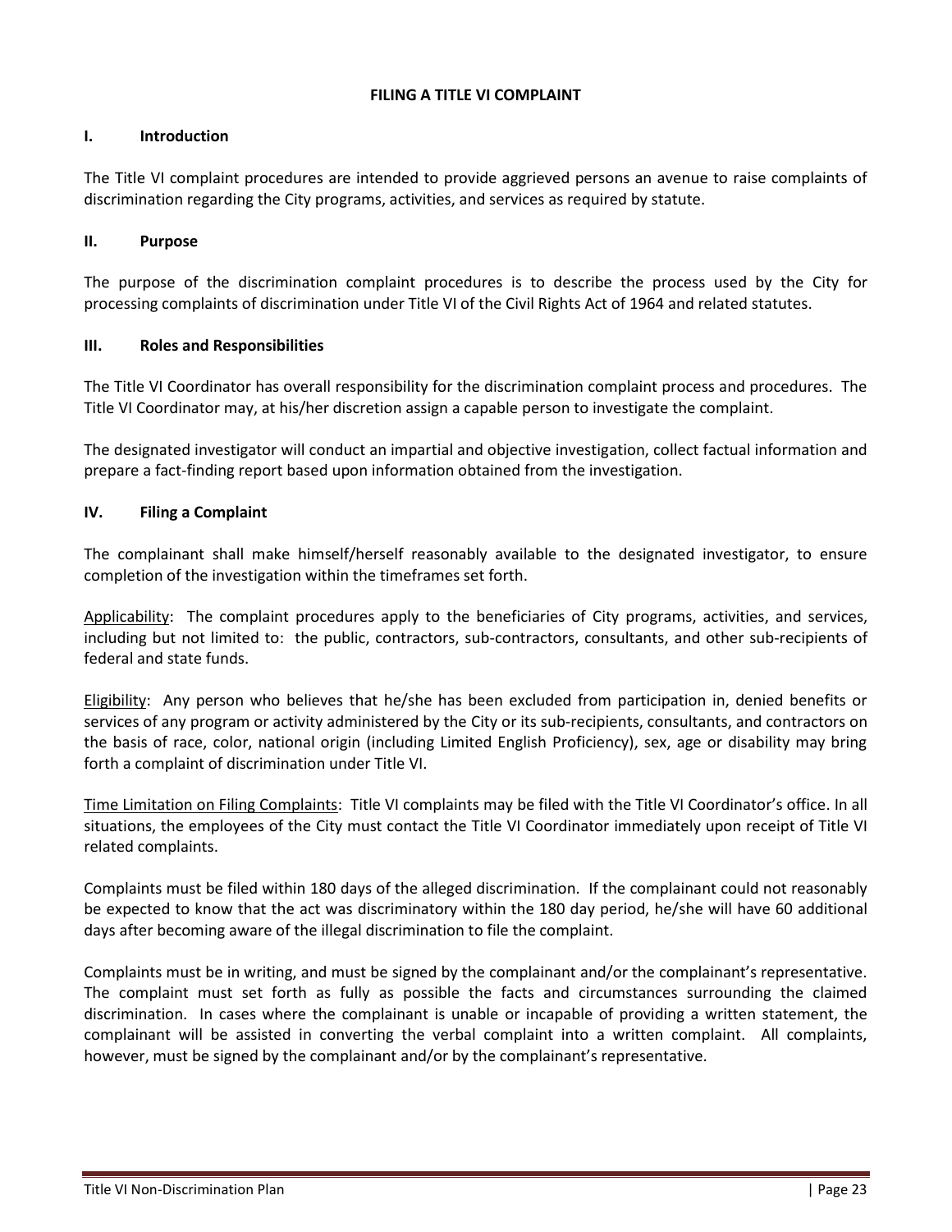## FILING A TITLE VI COMPLAINT

### I. Introduction

The Title VI complaint procedures are intended to provide aggrieved persons an avenue to raise complaints of discrimination regarding the City programs, activities, and services as required by statute.

### II. Purpose

The purpose of the discrimination complaint procedures is to describe the process used by the City for processing complaints of discrimination under Title VI of the Civil Rights Act of 1964 and related statutes.

### III. Roles and Responsibilities

The Title VI Coordinator has overall responsibility for the discrimination complaint process and procedures. The Title VI Coordinator may, at his/her discretion assign a capable person to investigate the complaint.

The designated investigator will conduct an impartial and objective investigation, collect factual information and prepare a fact-finding report based upon information obtained from the investigation.

### IV. Filing a Complaint

The complainant shall make himself/herself reasonably available to the designated investigator, to ensure completion of the investigation within the timeframes set forth.

<u>Applicability</u>: The complaint procedures apply to the beneficiaries of City programs, activities, and services, including but not limited to: the public, contractors, sub-contractors, consultants, and other sub-recipients of federal and state funds.

<u>Eligibility</u>: Any person who believes that he/she has been excluded from participation in, denied benefits or services of any program or activity administered by the City or its sub-recipients, consultants, and contractors on the basis of race, color, national origin (including Limited English Proficiency), sex, age or disability may bring forth a complaint of discrimination under Title VI.

<u>Time Limitation on Filing Complaints</u>: Title VI complaints may be filed with the Title VI Coordinator's office. In all situations, the employees of the City must contact the Title VI Coordinator immediately upon receipt of Title VI related complaints.

Complaints must be filed within 180 days of the alleged discrimination. If the complainant could not reasonably be expected to know that the act was discriminatory within the 180 day period, he/she will have 60 additional days after becoming aware of the illegal discrimination to file the complaint.

Complaints must be in writing, and must be signed by the complainant and/or the complainant's representative. The complaint must set forth as fully as possible the facts and circumstances surrounding the claimed discrimination. In cases where the complainant is unable or incapable of providing a written statement, the complainant will be assisted in converting the verbal complaint into a written complaint. All complaints, however, must be signed by the complainant and/or by the complainant's representative.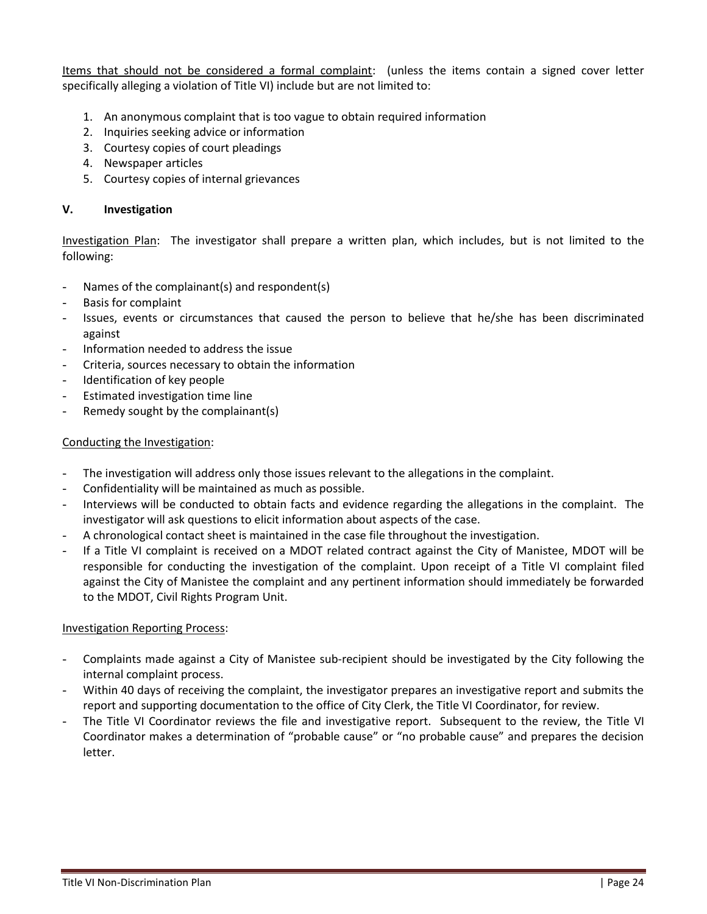<u>Items that should not be considered a formal complaint</u>: (unless the items contain a signed cover letter specifically alleging a violation of Title VI) include but are not limited to:

1. An anonymous complaint that is too vague to obtain required information
2. Inquiries seeking advice or information
3. Courtesy copies of court pleadings
4. Newspaper articles
5. Courtesy copies of internal grievances

## V. Investigation

<u>Investigation Plan</u>: The investigator shall prepare a written plan, which includes, but is not limited to the following:

- Names of the complainant(s) and respondent(s)
- Basis for complaint
- Issues, events or circumstances that caused the person to believe that he/she has been discriminated against
- Information needed to address the issue
- Criteria, sources necessary to obtain the information
- Identification of key people
- Estimated investigation time line
- Remedy sought by the complainant(s)

<u>Conducting the Investigation</u>:

- The investigation will address only those issues relevant to the allegations in the complaint.
- Confidentiality will be maintained as much as possible.
- Interviews will be conducted to obtain facts and evidence regarding the allegations in the complaint. The investigator will ask questions to elicit information about aspects of the case.
- A chronological contact sheet is maintained in the case file throughout the investigation.
- If a Title VI complaint is received on a MDOT related contract against the City of Manistee, MDOT will be responsible for conducting the investigation of the complaint. Upon receipt of a Title VI complaint filed against the City of Manistee the complaint and any pertinent information should immediately be forwarded to the MDOT, Civil Rights Program Unit.

<u>Investigation Reporting Process</u>:

- Complaints made against a City of Manistee sub-recipient should be investigated by the City following the internal complaint process.
- Within 40 days of receiving the complaint, the investigator prepares an investigative report and submits the report and supporting documentation to the office of City Clerk, the Title VI Coordinator, for review.
- The Title VI Coordinator reviews the file and investigative report. Subsequent to the review, the Title VI Coordinator makes a determination of "probable cause" or "no probable cause" and prepares the decision letter.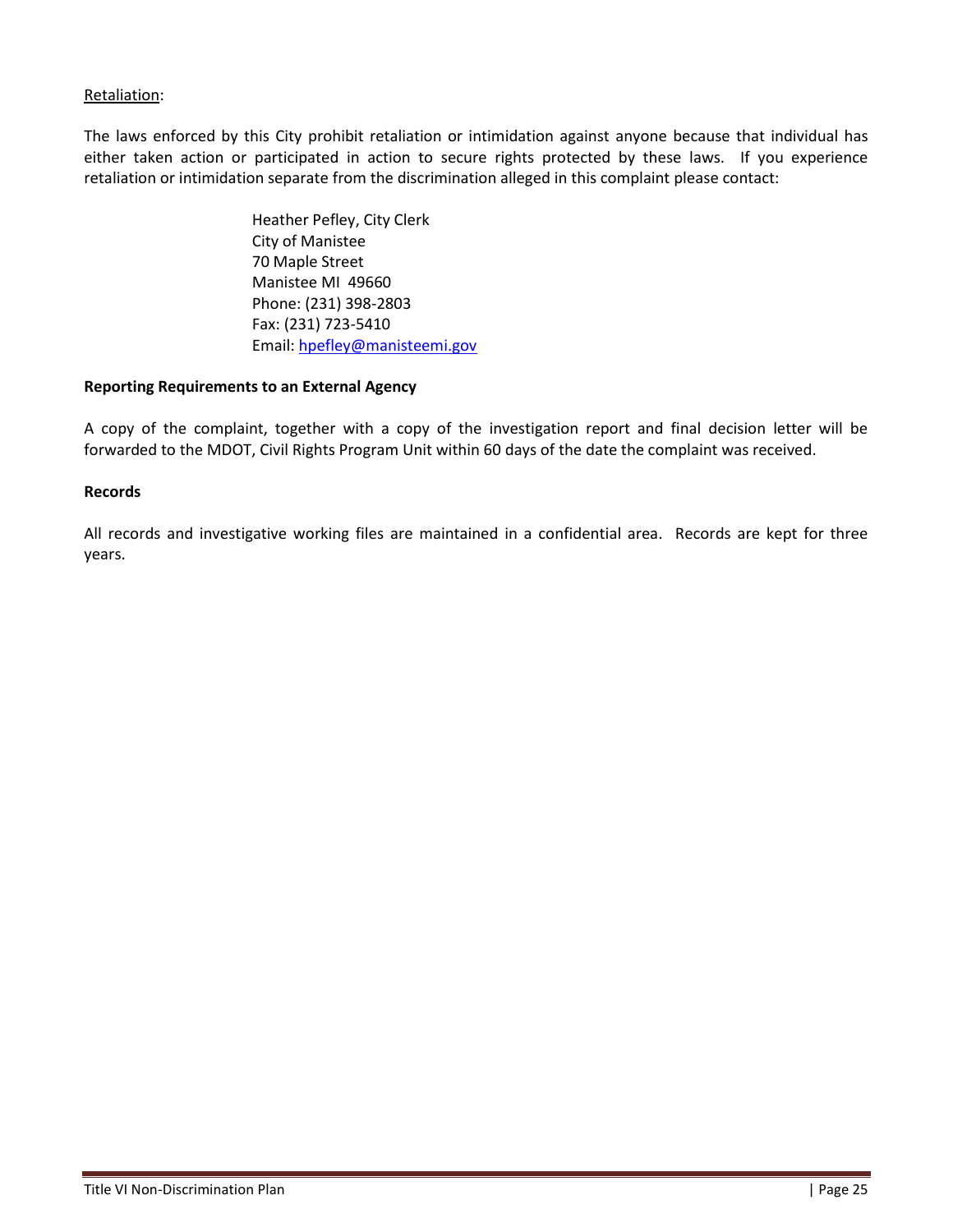Retaliation:

The laws enforced by this City prohibit retaliation or intimidation against anyone because that individual has either taken action or participated in action to secure rights protected by these laws. If you experience retaliation or intimidation separate from the discrimination alleged in this complaint please contact:

> Heather Pefley, City Clerk
> City of Manistee
> 70 Maple Street
> Manistee MI 49660
> Phone: (231) 398-2803
> Fax: (231) 723-5410
> Email: hpefley@manisteemi.gov

**Reporting Requirements to an External Agency**

A copy of the complaint, together with a copy of the investigation report and final decision letter will be forwarded to the MDOT, Civil Rights Program Unit within 60 days of the date the complaint was received.

**Records**

All records and investigative working files are maintained in a confidential area. Records are kept for three years.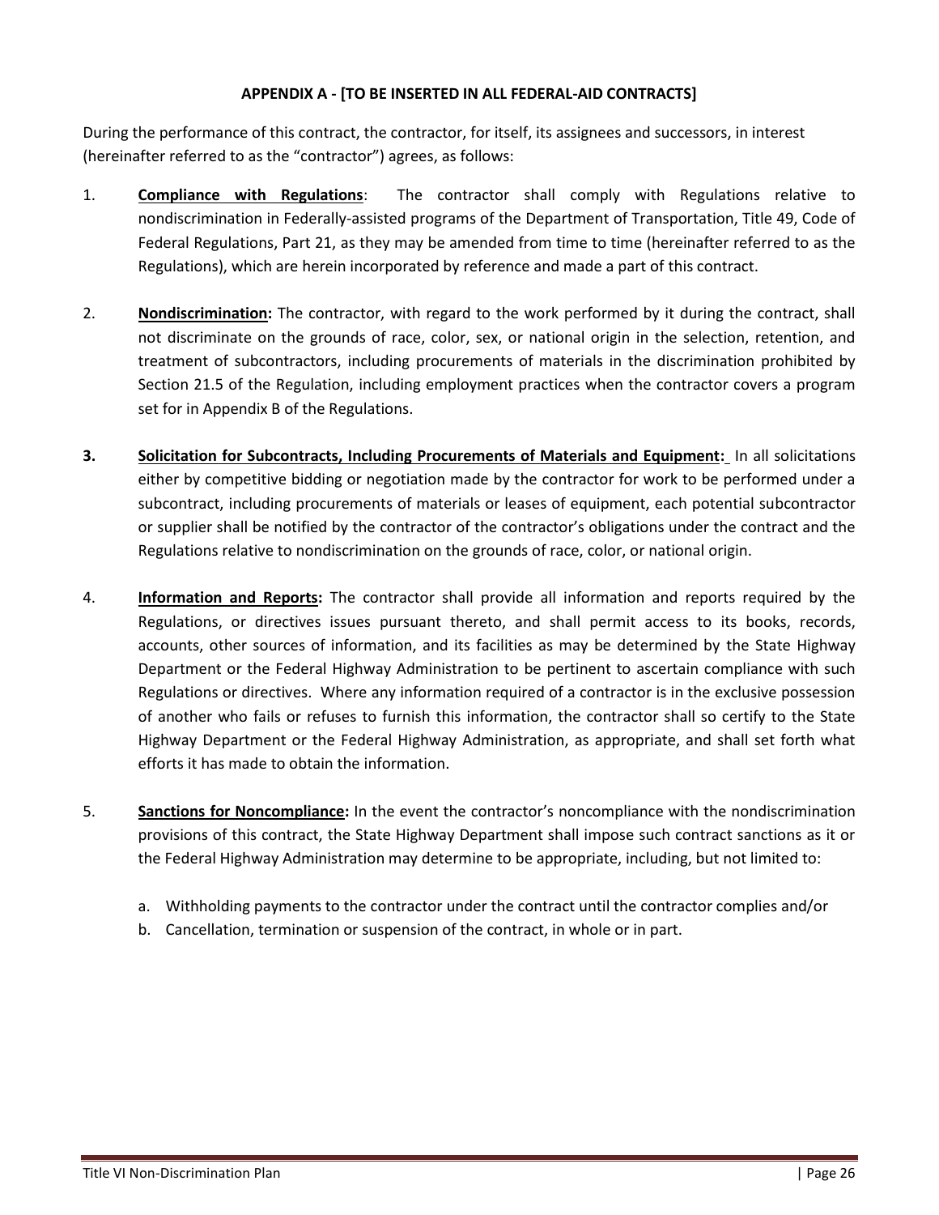**APPENDIX A - [TO BE INSERTED IN ALL FEDERAL-AID CONTRACTS]**

During the performance of this contract, the contractor, for itself, its assignees and successors, in interest (hereinafter referred to as the "contractor") agrees, as follows:

1. **Compliance with Regulations**: The contractor shall comply with Regulations relative to nondiscrimination in Federally-assisted programs of the Department of Transportation, Title 49, Code of Federal Regulations, Part 21, as they may be amended from time to time (hereinafter referred to as the Regulations), which are herein incorporated by reference and made a part of this contract.

2. **Nondiscrimination:** The contractor, with regard to the work performed by it during the contract, shall not discriminate on the grounds of race, color, sex, or national origin in the selection, retention, and treatment of subcontractors, including procurements of materials in the discrimination prohibited by Section 21.5 of the Regulation, including employment practices when the contractor covers a program set for in Appendix B of the Regulations.

3. **Solicitation for Subcontracts, Including Procurements of Materials and Equipment:** In all solicitations either by competitive bidding or negotiation made by the contractor for work to be performed under a subcontract, including procurements of materials or leases of equipment, each potential subcontractor or supplier shall be notified by the contractor of the contractor's obligations under the contract and the Regulations relative to nondiscrimination on the grounds of race, color, or national origin.

4. **Information and Reports:** The contractor shall provide all information and reports required by the Regulations, or directives issues pursuant thereto, and shall permit access to its books, records, accounts, other sources of information, and its facilities as may be determined by the State Highway Department or the Federal Highway Administration to be pertinent to ascertain compliance with such Regulations or directives. Where any information required of a contractor is in the exclusive possession of another who fails or refuses to furnish this information, the contractor shall so certify to the State Highway Department or the Federal Highway Administration, as appropriate, and shall set forth what efforts it has made to obtain the information.

5. **Sanctions for Noncompliance:** In the event the contractor's noncompliance with the nondiscrimination provisions of this contract, the State Highway Department shall impose such contract sanctions as it or the Federal Highway Administration may determine to be appropriate, including, but not limited to:

   a. Withholding payments to the contractor under the contract until the contractor complies and/or
   b. Cancellation, termination or suspension of the contract, in whole or in part.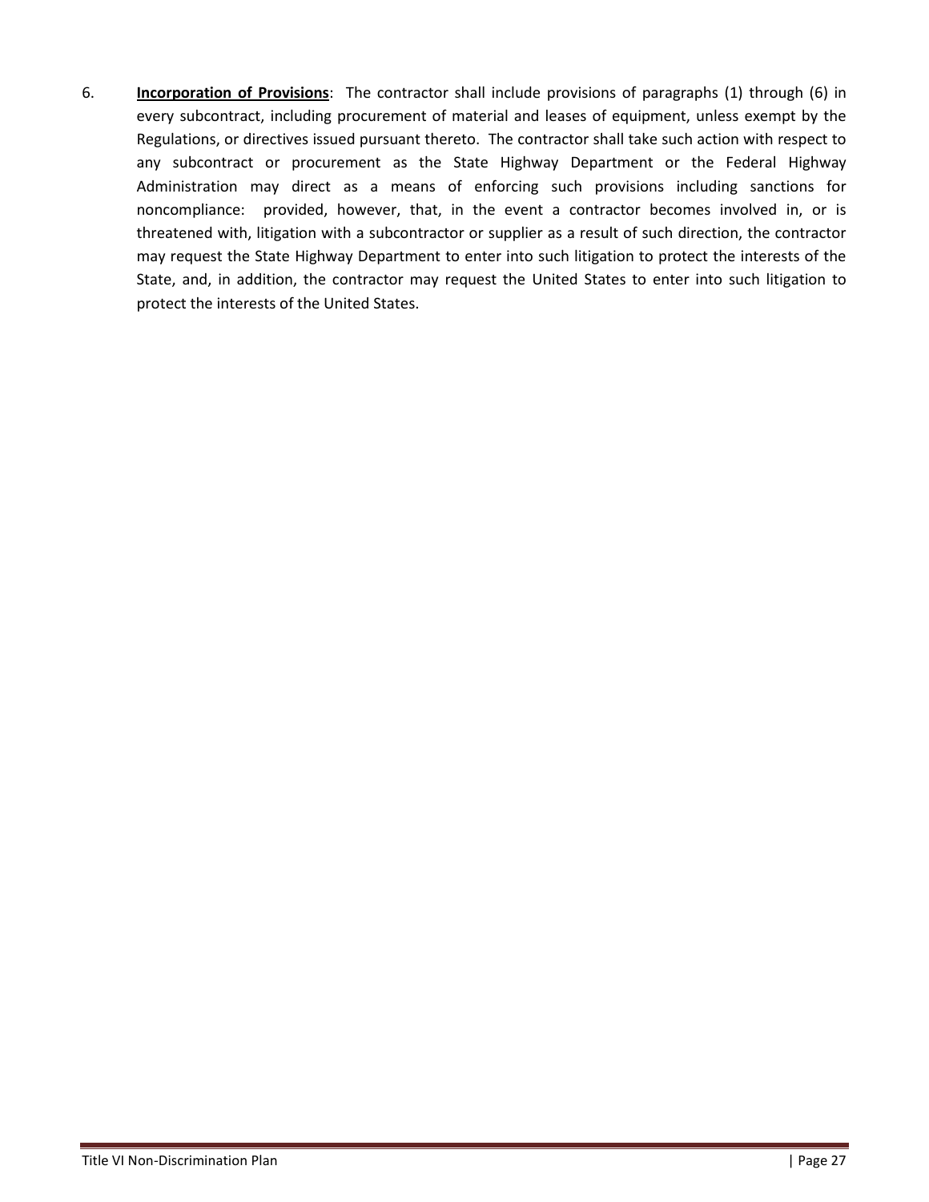6. **Incorporation of Provisions**: The contractor shall include provisions of paragraphs (1) through (6) in every subcontract, including procurement of material and leases of equipment, unless exempt by the Regulations, or directives issued pursuant thereto. The contractor shall take such action with respect to any subcontract or procurement as the State Highway Department or the Federal Highway Administration may direct as a means of enforcing such provisions including sanctions for noncompliance: provided, however, that, in the event a contractor becomes involved in, or is threatened with, litigation with a subcontractor or supplier as a result of such direction, the contractor may request the State Highway Department to enter into such litigation to protect the interests of the State, and, in addition, the contractor may request the United States to enter into such litigation to protect the interests of the United States.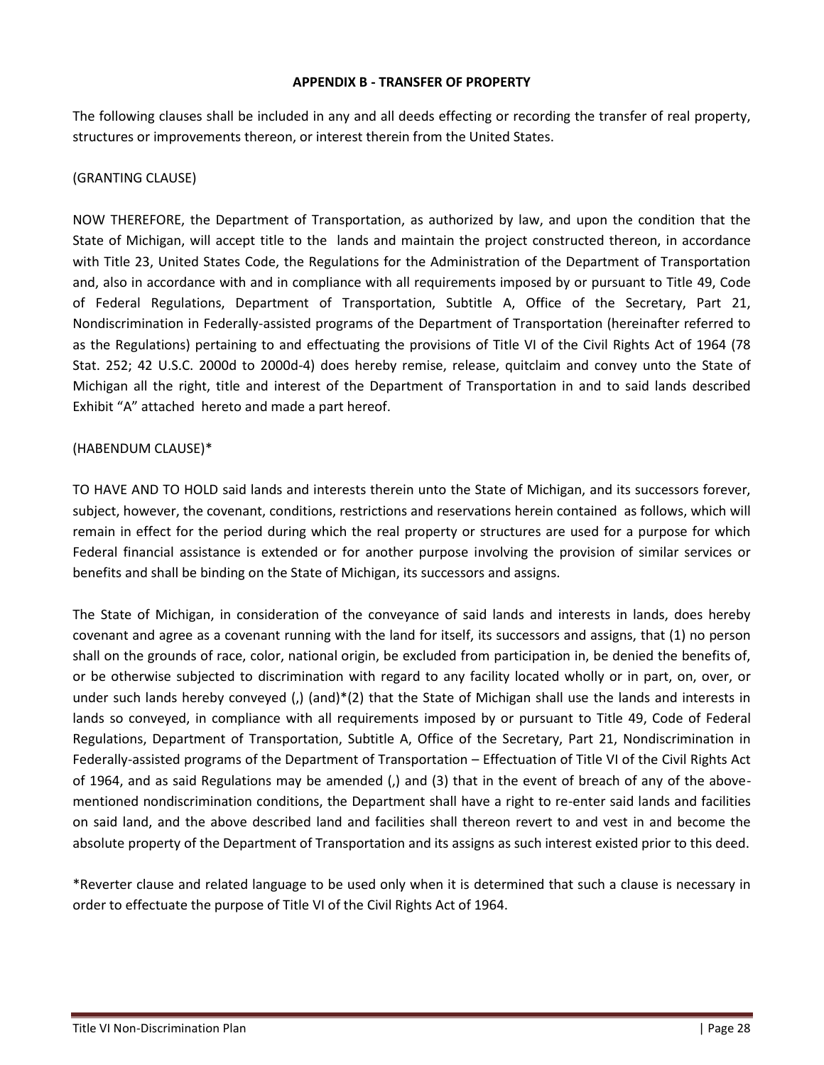**APPENDIX B - TRANSFER OF PROPERTY**

The following clauses shall be included in any and all deeds effecting or recording the transfer of real property, structures or improvements thereon, or interest therein from the United States.

(GRANTING CLAUSE)

NOW THEREFORE, the Department of Transportation, as authorized by law, and upon the condition that the State of Michigan, will accept title to the lands and maintain the project constructed thereon, in accordance with Title 23, United States Code, the Regulations for the Administration of the Department of Transportation and, also in accordance with and in compliance with all requirements imposed by or pursuant to Title 49, Code of Federal Regulations, Department of Transportation, Subtitle A, Office of the Secretary, Part 21, Nondiscrimination in Federally-assisted programs of the Department of Transportation (hereinafter referred to as the Regulations) pertaining to and effectuating the provisions of Title VI of the Civil Rights Act of 1964 (78 Stat. 252; 42 U.S.C. 2000d to 2000d-4) does hereby remise, release, quitclaim and convey unto the State of Michigan all the right, title and interest of the Department of Transportation in and to said lands described Exhibit "A" attached hereto and made a part hereof.

(HABENDUM CLAUSE)*

TO HAVE AND TO HOLD said lands and interests therein unto the State of Michigan, and its successors forever, subject, however, the covenant, conditions, restrictions and reservations herein contained as follows, which will remain in effect for the period during which the real property or structures are used for a purpose for which Federal financial assistance is extended or for another purpose involving the provision of similar services or benefits and shall be binding on the State of Michigan, its successors and assigns.

The State of Michigan, in consideration of the conveyance of said lands and interests in lands, does hereby covenant and agree as a covenant running with the land for itself, its successors and assigns, that (1) no person shall on the grounds of race, color, national origin, be excluded from participation in, be denied the benefits of, or be otherwise subjected to discrimination with regard to any facility located wholly or in part, on, over, or under such lands hereby conveyed (,) (and)*(2) that the State of Michigan shall use the lands and interests in lands so conveyed, in compliance with all requirements imposed by or pursuant to Title 49, Code of Federal Regulations, Department of Transportation, Subtitle A, Office of the Secretary, Part 21, Nondiscrimination in Federally-assisted programs of the Department of Transportation – Effectuation of Title VI of the Civil Rights Act of 1964, and as said Regulations may be amended (,) and (3) that in the event of breach of any of the above-mentioned nondiscrimination conditions, the Department shall have a right to re-enter said lands and facilities on said land, and the above described land and facilities shall thereon revert to and vest in and become the absolute property of the Department of Transportation and its assigns as such interest existed prior to this deed.

*Reverter clause and related language to be used only when it is determined that such a clause is necessary in order to effectuate the purpose of Title VI of the Civil Rights Act of 1964.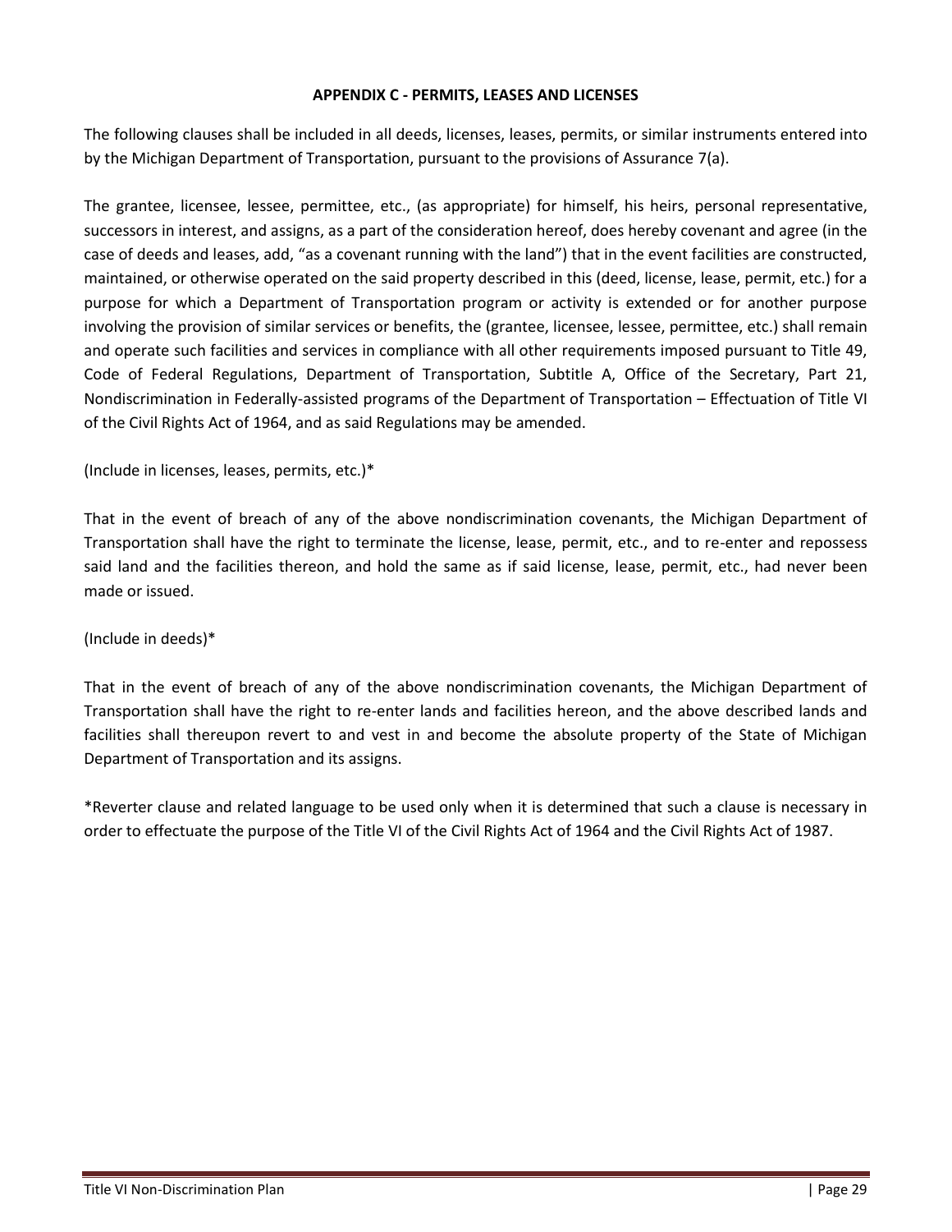## APPENDIX C - PERMITS, LEASES AND LICENSES

The following clauses shall be included in all deeds, licenses, leases, permits, or similar instruments entered into by the Michigan Department of Transportation, pursuant to the provisions of Assurance 7(a).

The grantee, licensee, lessee, permittee, etc., (as appropriate) for himself, his heirs, personal representative, successors in interest, and assigns, as a part of the consideration hereof, does hereby covenant and agree (in the case of deeds and leases, add, "as a covenant running with the land") that in the event facilities are constructed, maintained, or otherwise operated on the said property described in this (deed, license, lease, permit, etc.) for a purpose for which a Department of Transportation program or activity is extended or for another purpose involving the provision of similar services or benefits, the (grantee, licensee, lessee, permittee, etc.) shall remain and operate such facilities and services in compliance with all other requirements imposed pursuant to Title 49, Code of Federal Regulations, Department of Transportation, Subtitle A, Office of the Secretary, Part 21, Nondiscrimination in Federally-assisted programs of the Department of Transportation – Effectuation of Title VI of the Civil Rights Act of 1964, and as said Regulations may be amended.

(Include in licenses, leases, permits, etc.)*

That in the event of breach of any of the above nondiscrimination covenants, the Michigan Department of Transportation shall have the right to terminate the license, lease, permit, etc., and to re-enter and repossess said land and the facilities thereon, and hold the same as if said license, lease, permit, etc., had never been made or issued.

(Include in deeds)*

That in the event of breach of any of the above nondiscrimination covenants, the Michigan Department of Transportation shall have the right to re-enter lands and facilities hereon, and the above described lands and facilities shall thereupon revert to and vest in and become the absolute property of the State of Michigan Department of Transportation and its assigns.

*Reverter clause and related language to be used only when it is determined that such a clause is necessary in order to effectuate the purpose of the Title VI of the Civil Rights Act of 1964 and the Civil Rights Act of 1987.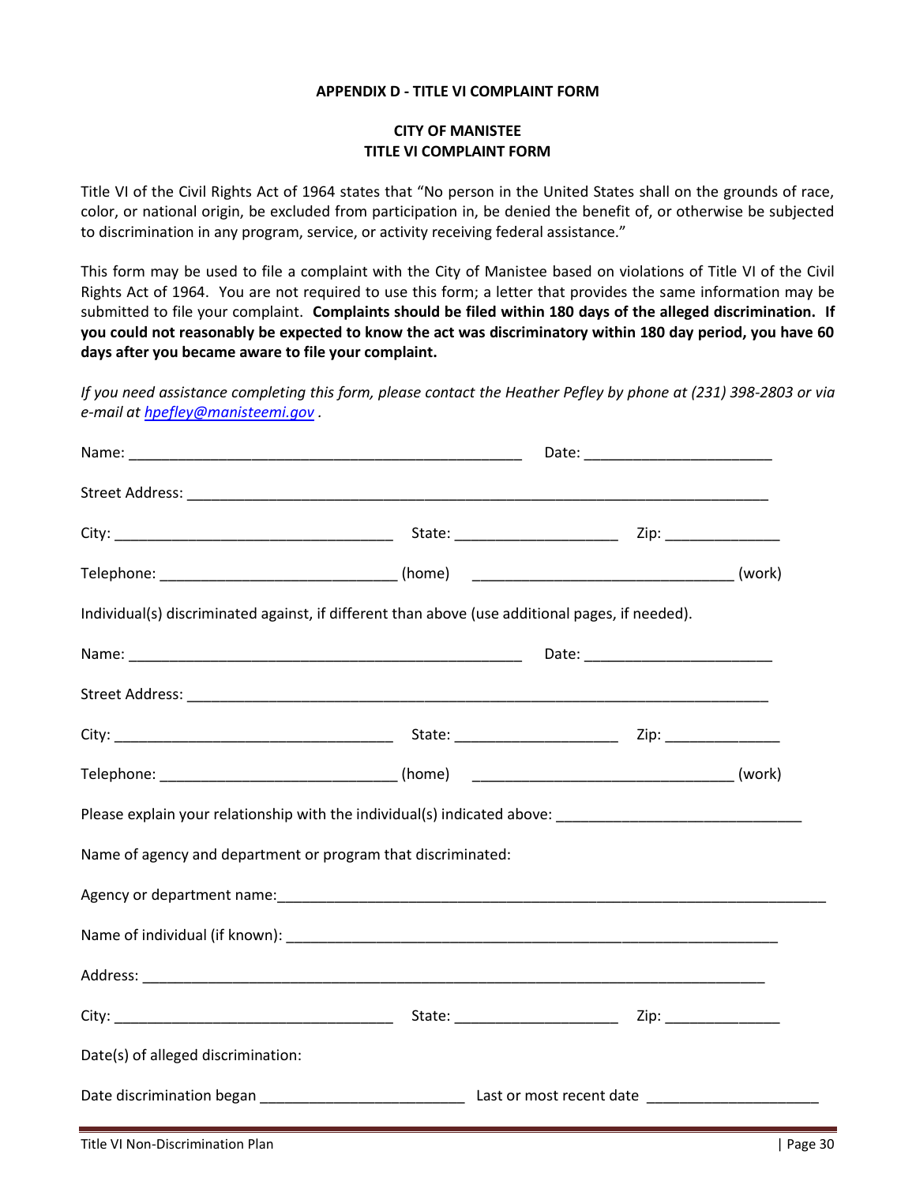**APPENDIX D - TITLE VI COMPLAINT FORM**

**CITY OF MANISTEE**
**TITLE VI COMPLAINT FORM**

Title VI of the Civil Rights Act of 1964 states that "No person in the United States shall on the grounds of race, color, or national origin, be excluded from participation in, be denied the benefit of, or otherwise be subjected to discrimination in any program, service, or activity receiving federal assistance."

This form may be used to file a complaint with the City of Manistee based on violations of Title VI of the Civil Rights Act of 1964. You are not required to use this form; a letter that provides the same information may be submitted to file your complaint. **Complaints should be filed within 180 days of the alleged discrimination. If you could not reasonably be expected to know the act was discriminatory within 180 day period, you have 60 days after you became aware to file your complaint.**

*If you need assistance completing this form, please contact the Heather Pefley by phone at (231) 398-2803 or via e-mail at [hpefley@manisteemi.gov](mailto:hpefley@manisteemi.gov) .*

Name: ______________________________________________ Date: ______________________

Street Address: __________________________________________________________________

City: ________________________________ State: ___________________ Zip: _____________

Telephone: ____________________________ (home) ______________________________ (work)

Individual(s) discriminated against, if different than above (use additional pages, if needed).

Name: ______________________________________________ Date: ______________________

Street Address: __________________________________________________________________

City: ________________________________ State: ___________________ Zip: _____________

Telephone: ____________________________ (home) ______________________________ (work)

Please explain your relationship with the individual(s) indicated above: ____________________________

Name of agency and department or program that discriminated:

Agency or department name:________________________________________________________________

Name of individual (if known): _________________________________________________________

Address: _________________________________________________________________________

City: ________________________________ State: ___________________ Zip: _____________

Date(s) of alleged discrimination:

Date discrimination began _______________________ Last or most recent date ____________________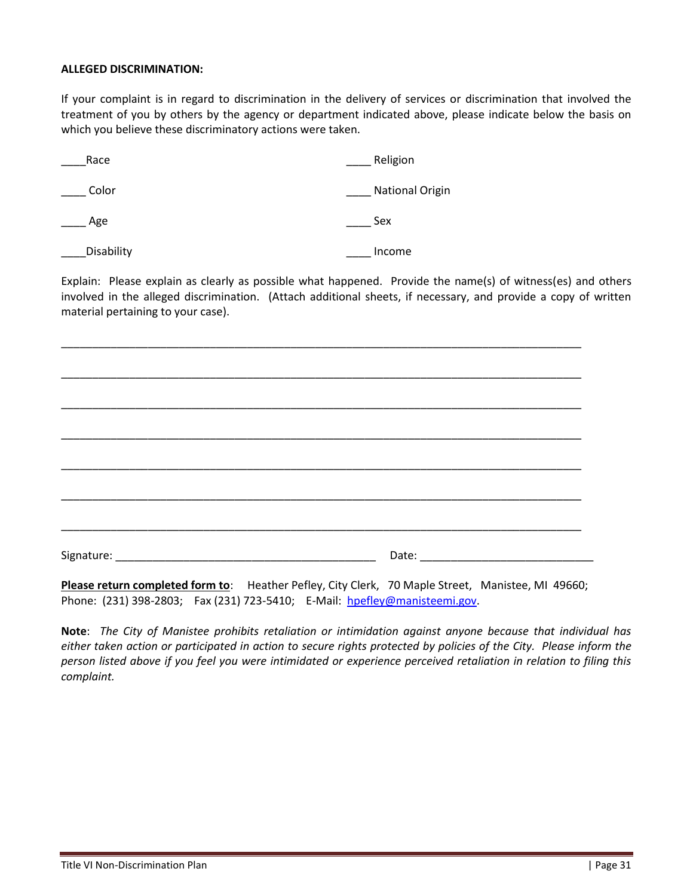**ALLEGED DISCRIMINATION:**

If your complaint is in regard to discrimination in the delivery of services or discrimination that involved the treatment of you by others by the agency or department indicated above, please indicate below the basis on which you believe these discriminatory actions were taken.

____Race

____ Color

____ Age

____Disability

____ Religion

____ National Origin

____ Sex

____ Income

Explain: Please explain as clearly as possible what happened. Provide the name(s) of witness(es) and others involved in the alleged discrimination. (Attach additional sheets, if necessary, and provide a copy of written material pertaining to your case).

______________________________________________________________________________________

______________________________________________________________________________________

______________________________________________________________________________________

______________________________________________________________________________________

______________________________________________________________________________________

______________________________________________________________________________________

______________________________________________________________________________________

Signature: ___________________________________________ Date: ____________________________

**Please return completed form to**: Heather Pefley, City Clerk, 70 Maple Street, Manistee, MI 49660; Phone: (231) 398-2803; Fax (231) 723-5410; E-Mail: hpefley@manisteemi.gov.

**Note**: *The City of Manistee prohibits retaliation or intimidation against anyone because that individual has either taken action or participated in action to secure rights protected by policies of the City. Please inform the person listed above if you feel you were intimidated or experience perceived retaliation in relation to filing this complaint.*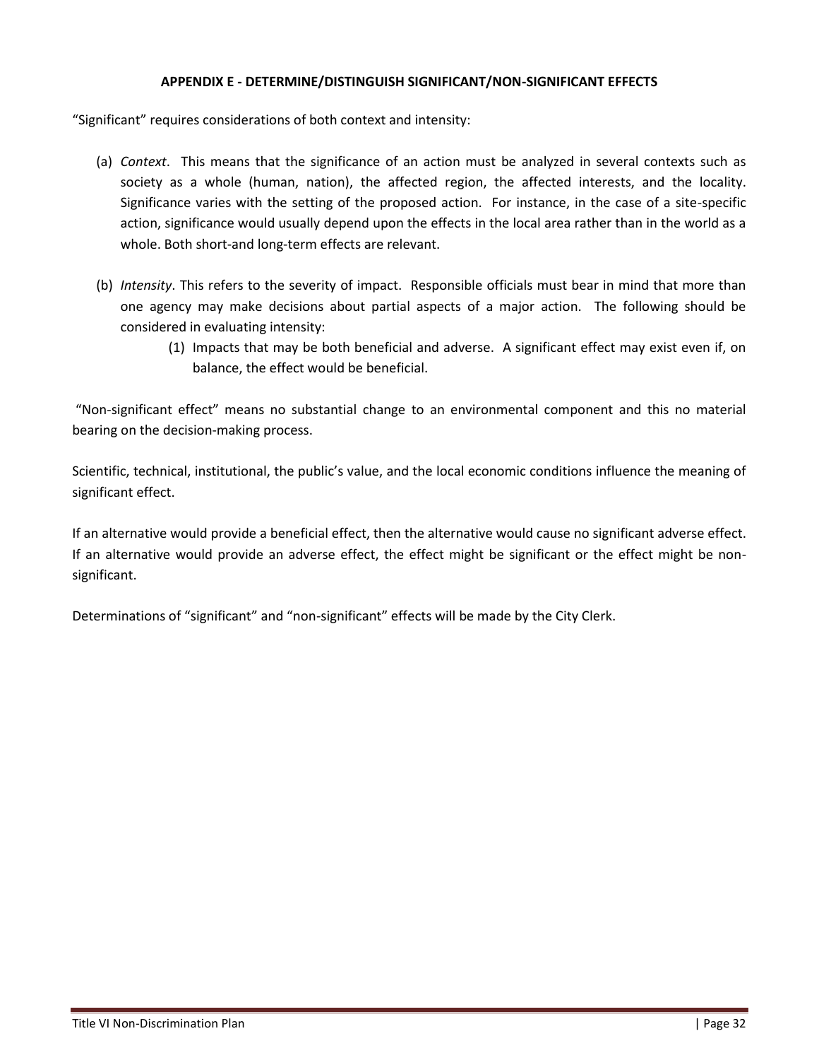## APPENDIX E - DETERMINE/DISTINGUISH SIGNIFICANT/NON-SIGNIFICANT EFFECTS

"Significant" requires considerations of both context and intensity:

(a) *Context*. This means that the significance of an action must be analyzed in several contexts such as society as a whole (human, nation), the affected region, the affected interests, and the locality. Significance varies with the setting of the proposed action. For instance, in the case of a site-specific action, significance would usually depend upon the effects in the local area rather than in the world as a whole. Both short-and long-term effects are relevant.

(b) *Intensity*. This refers to the severity of impact. Responsible officials must bear in mind that more than one agency may make decisions about partial aspects of a major action. The following should be considered in evaluating intensity:

   (1) Impacts that may be both beneficial and adverse. A significant effect may exist even if, on balance, the effect would be beneficial.

"Non-significant effect" means no substantial change to an environmental component and this no material bearing on the decision-making process.

Scientific, technical, institutional, the public's value, and the local economic conditions influence the meaning of significant effect.

If an alternative would provide a beneficial effect, then the alternative would cause no significant adverse effect. If an alternative would provide an adverse effect, the effect might be significant or the effect might be non-significant.

Determinations of "significant" and "non-significant" effects will be made by the City Clerk.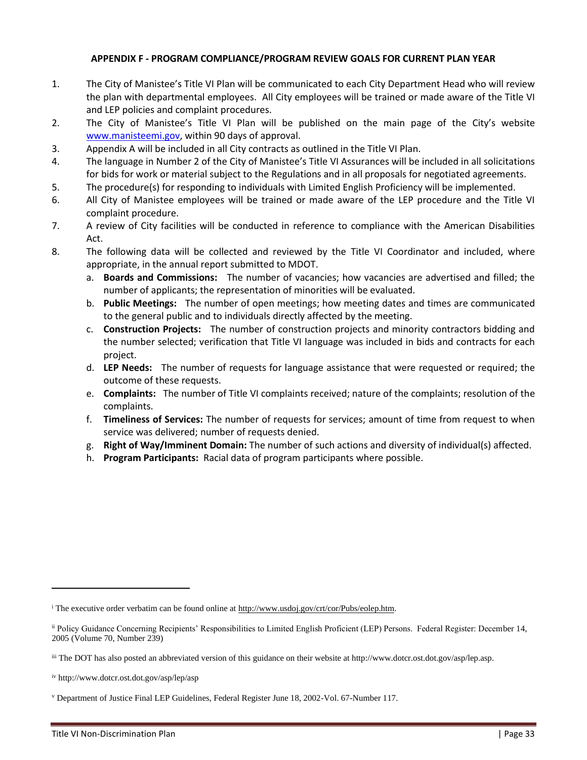## APPENDIX F - PROGRAM COMPLIANCE/PROGRAM REVIEW GOALS FOR CURRENT PLAN YEAR

1. The City of Manistee's Title VI Plan will be communicated to each City Department Head who will review the plan with departmental employees. All City employees will be trained or made aware of the Title VI and LEP policies and complaint procedures.
2. The City of Manistee's Title VI Plan will be published on the main page of the City's website www.manisteemi.gov, within 90 days of approval.
3. Appendix A will be included in all City contracts as outlined in the Title VI Plan.
4. The language in Number 2 of the City of Manistee's Title VI Assurances will be included in all solicitations for bids for work or material subject to the Regulations and in all proposals for negotiated agreements.
5. The procedure(s) for responding to individuals with Limited English Proficiency will be implemented.
6. All City of Manistee employees will be trained or made aware of the LEP procedure and the Title VI complaint procedure.
7. A review of City facilities will be conducted in reference to compliance with the American Disabilities Act.
8. The following data will be collected and reviewed by the Title VI Coordinator and included, where appropriate, in the annual report submitted to MDOT.
   a. **Boards and Commissions:** The number of vacancies; how vacancies are advertised and filled; the number of applicants; the representation of minorities will be evaluated.
   b. **Public Meetings:** The number of open meetings; how meeting dates and times are communicated to the general public and to individuals directly affected by the meeting.
   c. **Construction Projects:** The number of construction projects and minority contractors bidding and the number selected; verification that Title VI language was included in bids and contracts for each project.
   d. **LEP Needs:** The number of requests for language assistance that were requested or required; the outcome of these requests.
   e. **Complaints:** The number of Title VI complaints received; nature of the complaints; resolution of the complaints.
   f. **Timeliness of Services:** The number of requests for services; amount of time from request to when service was delivered; number of requests denied.
   g. **Right of Way/Imminent Domain:** The number of such actions and diversity of individual(s) affected.
   h. **Program Participants:** Racial data of program participants where possible.

---

[i] The executive order verbatim can be found online at http://www.usdoj.gov/crt/cor/Pubs/eolep.htm.

[ii] Policy Guidance Concerning Recipients' Responsibilities to Limited English Proficient (LEP) Persons. Federal Register: December 14, 2005 (Volume 70, Number 239)

[iii] The DOT has also posted an abbreviated version of this guidance on their website at http://www.dotcr.ost.dot.gov/asp/lep.asp.

[iv] http://www.dotcr.ost.dot.gov/asp/lep/asp

[v] Department of Justice Final LEP Guidelines, Federal Register June 18, 2002-Vol. 67-Number 117.